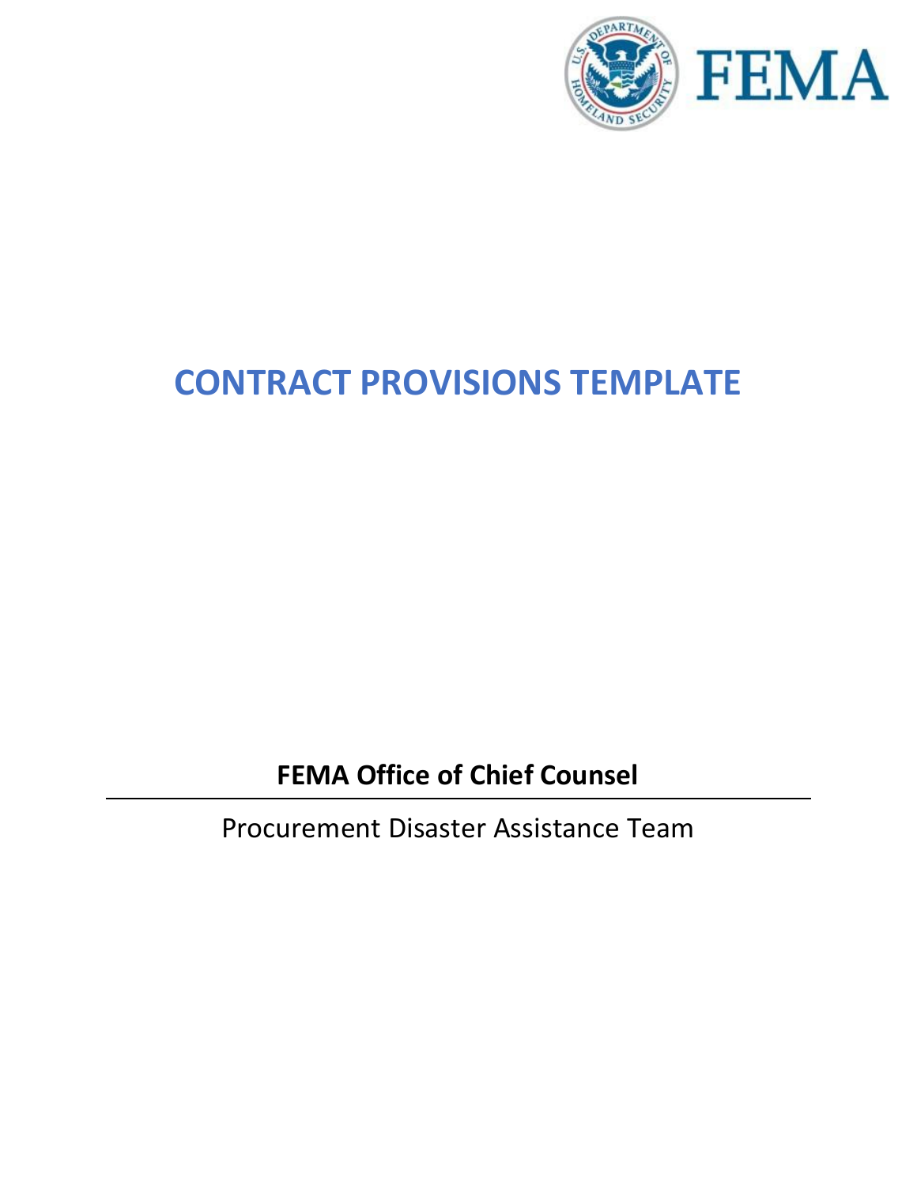FEMA

# CONTRACT PROVISIONS TEMPLATE

**FEMA Office of Chief Counsel**

Procurement Disaster Assistance Team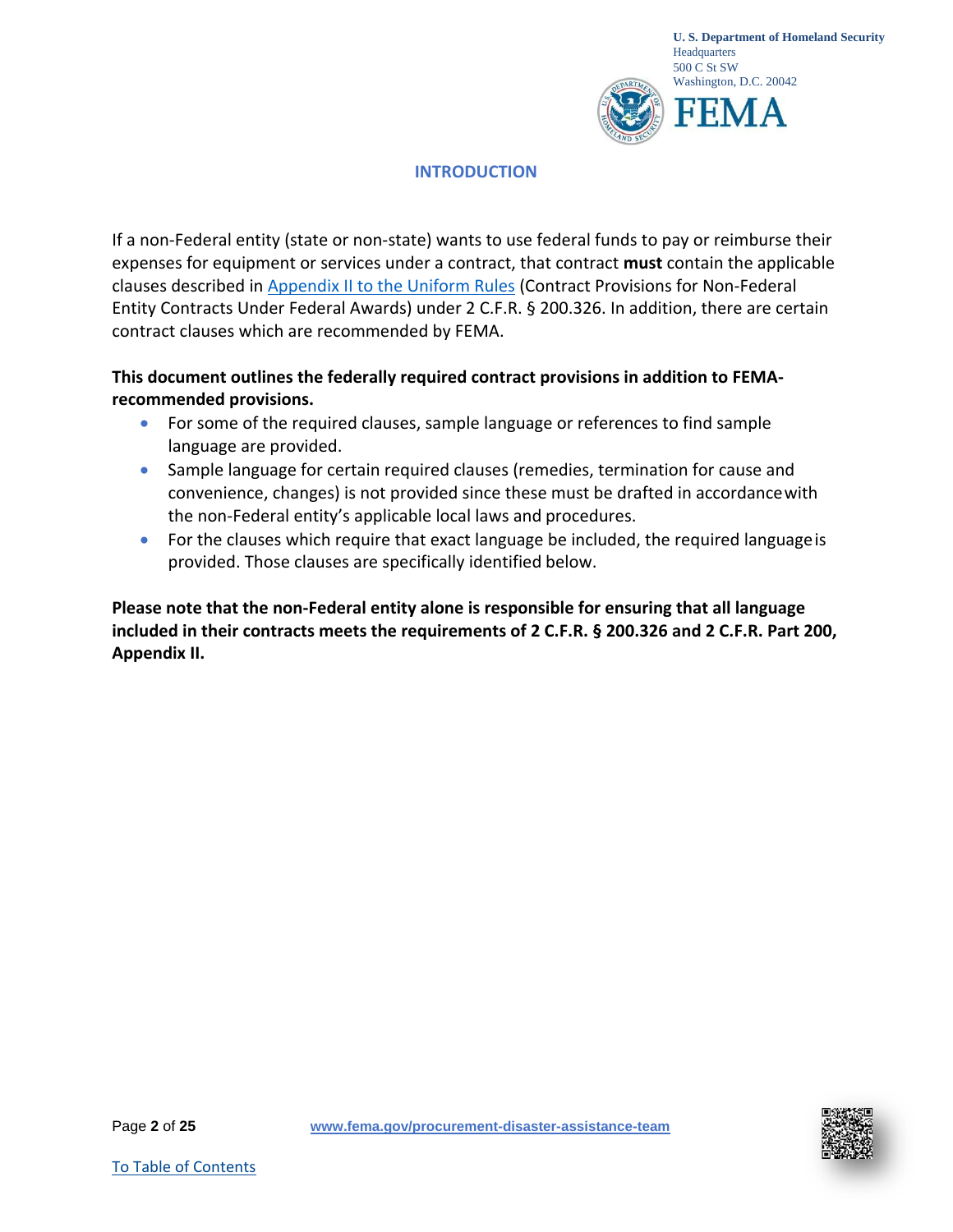## INTRODUCTION

If a non-Federal entity (state or non-state) wants to use federal funds to pay or reimburse their expenses for equipment or services under a contract, that contract **must** contain the applicable clauses described in Appendix II to the Uniform Rules (Contract Provisions for Non-Federal Entity Contracts Under Federal Awards) under 2 C.F.R. § 200.326. In addition, there are certain contract clauses which are recommended by FEMA.

**This document outlines the federally required contract provisions in addition to FEMA-recommended provisions.**

- For some of the required clauses, sample language or references to find sample language are provided.
- Sample language for certain required clauses (remedies, termination for cause and convenience, changes) is not provided since these must be drafted in accordance with the non-Federal entity's applicable local laws and procedures.
- For the clauses which require that exact language be included, the required language is provided. Those clauses are specifically identified below.

**Please note that the non-Federal entity alone is responsible for ensuring that all language included in their contracts meets the requirements of 2 C.F.R. § 200.326 and 2 C.F.R. Part 200, Appendix II.**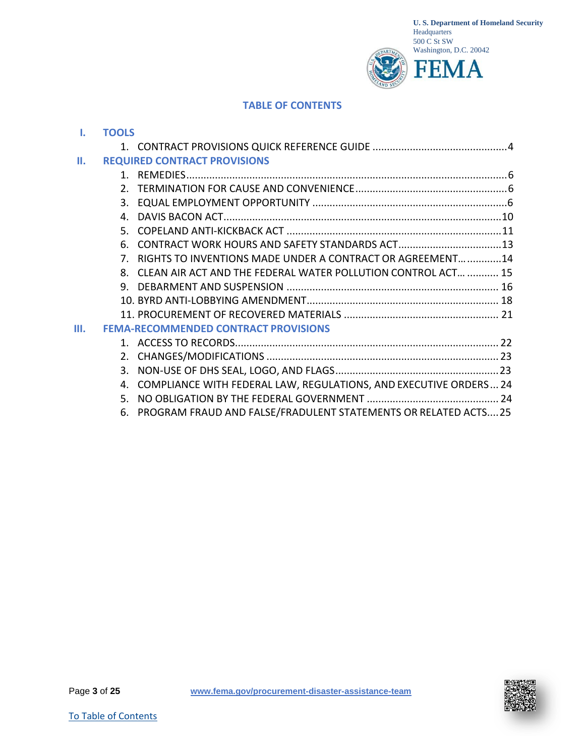U. S. Department of Homeland Security
Headquarters
500 C St SW
Washington, D.C. 20042

FEMA

## TABLE OF CONTENTS

**I. TOOLS**

1. CONTRACT PROVISIONS QUICK REFERENCE GUIDE ............................................4

**II. REQUIRED CONTRACT PROVISIONS**

1. REMEDIES............................................................................................................6
2. TERMINATION FOR CAUSE AND CONVENIENCE...................................................6
3. EQUAL EMPLOYMENT OPPORTUNITY ..................................................................6
4. DAVIS BACON ACT..............................................................................................10
5. COPELAND ANTI-KICKBACK ACT ........................................................................11
6. CONTRACT WORK HOURS AND SAFETY STANDARDS ACT...................................13
7. RIGHTS TO INVENTIONS MADE UNDER A CONTRACT OR AGREEMENT… ...........14
8. CLEAN AIR ACT AND THE FEDERAL WATER POLLUTION CONTROL ACT… ........... 15
9. DEBARMENT AND SUSPENSION ........................................................................ 16
10. BYRD ANTI-LOBBYING AMENDMENT................................................................. 18
11. PROCUREMENT OF RECOVERED MATERIALS ..................................................... 21

**III. FEMA-RECOMMENDED CONTRACT PROVISIONS**

1. ACCESS TO RECORDS.......................................................................................... 22
2. CHANGES/MODIFICATIONS ............................................................................... 23
3. NON-USE OF DHS SEAL, LOGO, AND FLAGS........................................................23
4. COMPLIANCE WITH FEDERAL LAW, REGULATIONS, AND EXECUTIVE ORDERS... 24
5. NO OBLIGATION BY THE FEDERAL GOVERNMENT ............................................. 24
6. PROGRAM FRAUD AND FALSE/FRADULENT STATEMENTS OR RELATED ACTS....25

www.fema.gov/procurement-disaster-assistance-team

To Table of Contents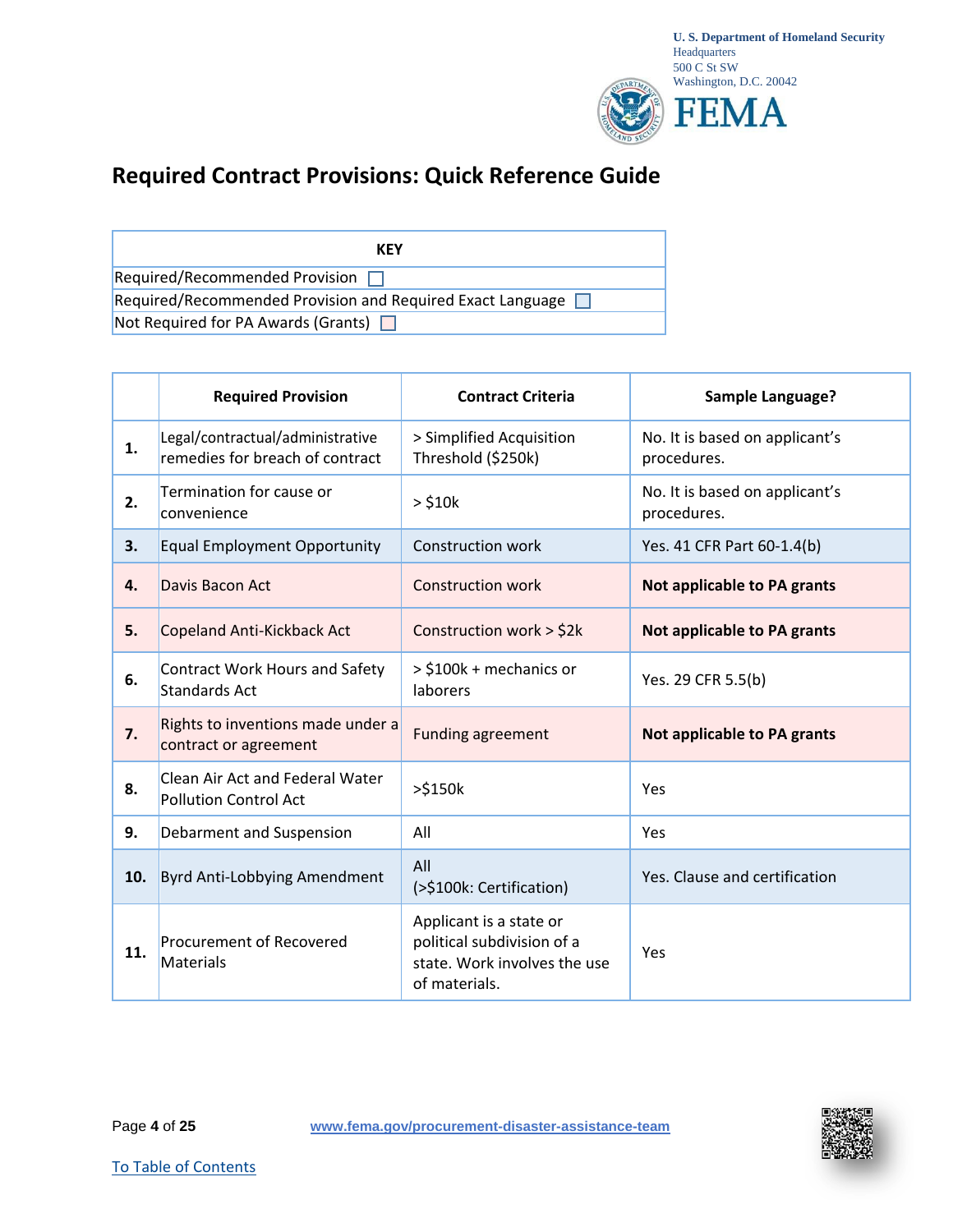U. S. Department of Homeland Security
Headquarters
500 C St SW
Washington, D.C. 20042

FEMA

# Required Contract Provisions: Quick Reference Guide

| KEY |
|---|
| Required/Recommended Provision |
| Required/Recommended Provision and Required Exact Language |
| Not Required for PA Awards (Grants) |

| | Required Provision | Contract Criteria | Sample Language? |
|---|---|---|---|
| **1.** | Legal/contractual/administrative remedies for breach of contract | > Simplified Acquisition Threshold ($250k) | No. It is based on applicant's procedures. |
| **2.** | Termination for cause or convenience | > $10k | No. It is based on applicant's procedures. |
| **3.** | Equal Employment Opportunity | Construction work | Yes. 41 CFR Part 60-1.4(b) |
| **4.** | Davis Bacon Act | Construction work | **Not applicable to PA grants** |
| **5.** | Copeland Anti-Kickback Act | Construction work > $2k | **Not applicable to PA grants** |
| **6.** | Contract Work Hours and Safety Standards Act | > $100k + mechanics or laborers | Yes. 29 CFR 5.5(b) |
| **7.** | Rights to inventions made under a contract or agreement | Funding agreement | **Not applicable to PA grants** |
| **8.** | Clean Air Act and Federal Water Pollution Control Act | >$150k | Yes |
| **9.** | Debarment and Suspension | All | Yes |
| **10.** | Byrd Anti-Lobbying Amendment | All (>$100k: Certification) | Yes. Clause and certification |
| **11.** | Procurement of Recovered Materials | Applicant is a state or political subdivision of a state. Work involves the use of materials. | Yes |

www.fema.gov/procurement-disaster-assistance-team

To Table of Contents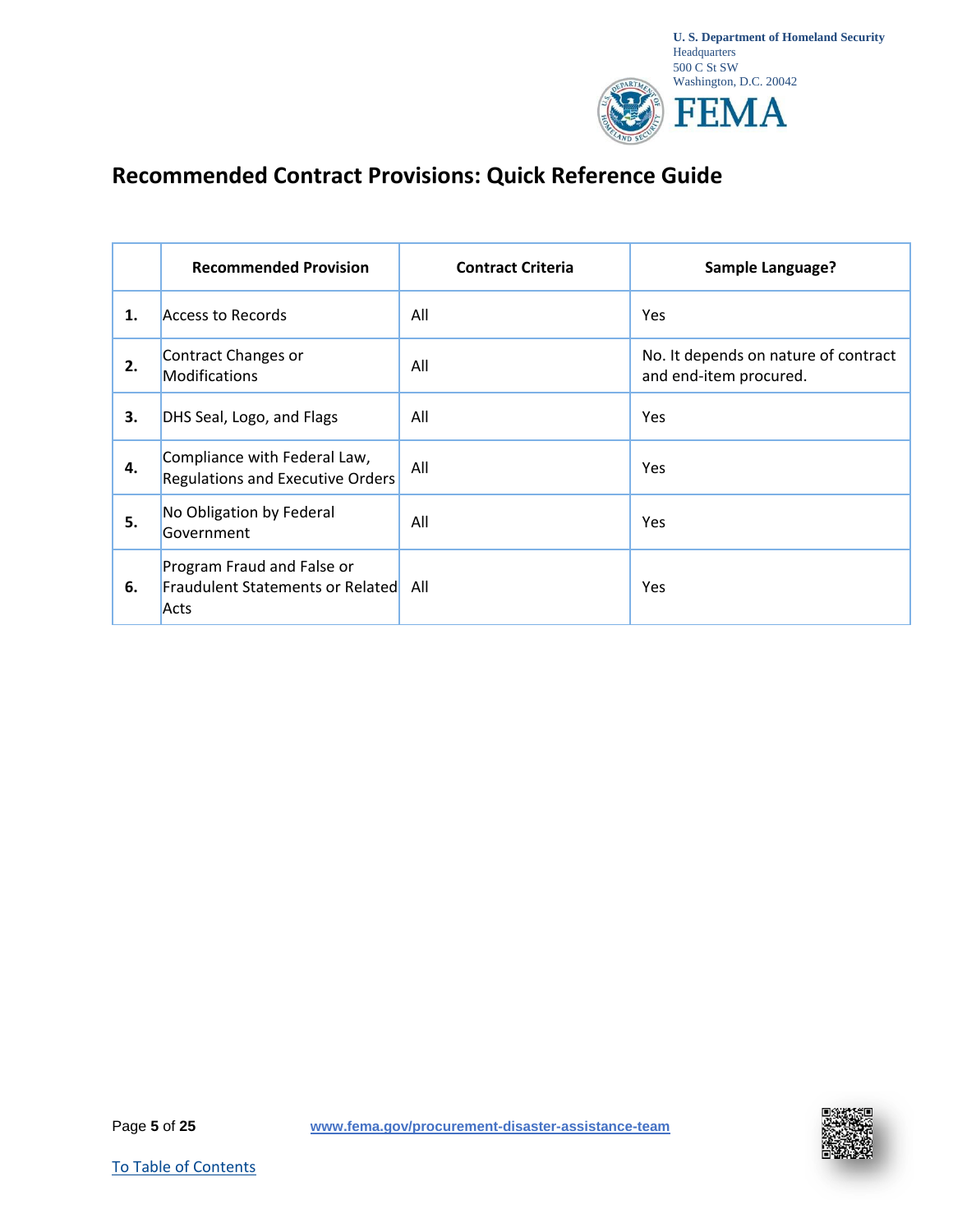# Recommended Contract Provisions: Quick Reference Guide

| | Recommended Provision | Contract Criteria | Sample Language? |
|---|---|---|---|
| **1.** | Access to Records | All | Yes |
| **2.** | Contract Changes or Modifications | All | No. It depends on nature of contract and end-item procured. |
| **3.** | DHS Seal, Logo, and Flags | All | Yes |
| **4.** | Compliance with Federal Law, Regulations and Executive Orders | All | Yes |
| **5.** | No Obligation by Federal Government | All | Yes |
| **6.** | Program Fraud and False or Fraudulent Statements or Related Acts | All | Yes |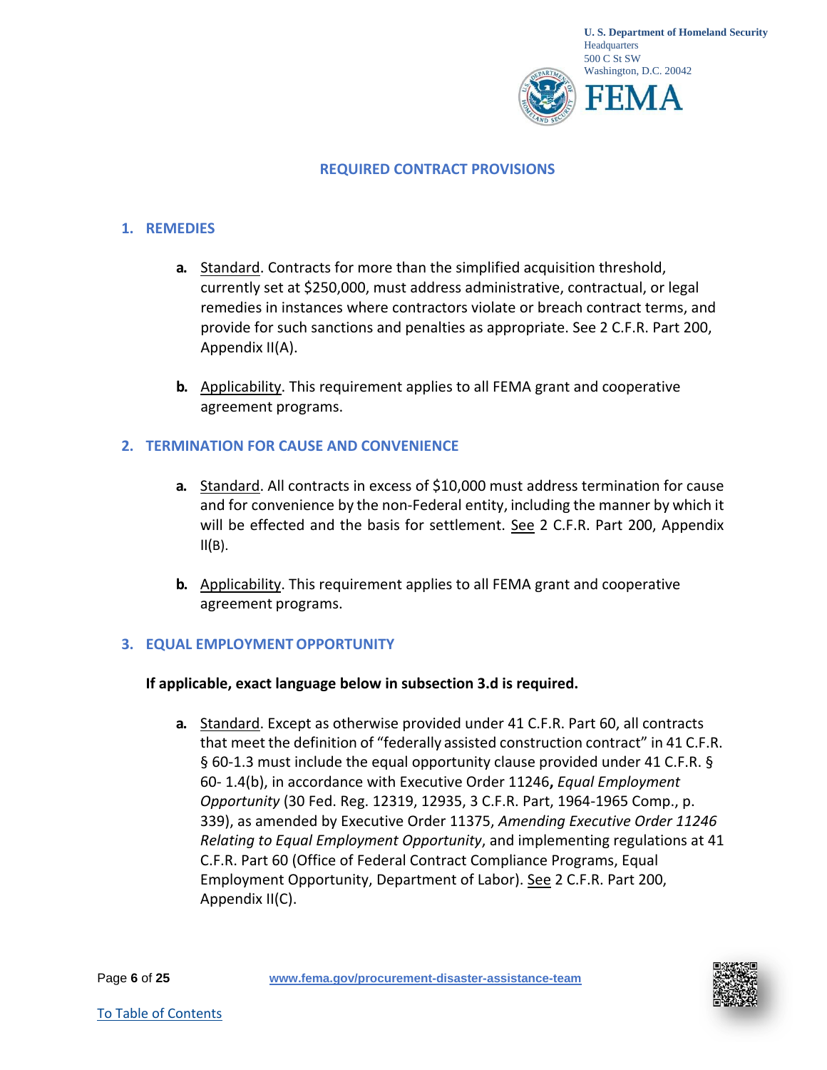## REQUIRED CONTRACT PROVISIONS

### 1. REMEDIES

**a.** Standard. Contracts for more than the simplified acquisition threshold, currently set at $250,000, must address administrative, contractual, or legal remedies in instances where contractors violate or breach contract terms, and provide for such sanctions and penalties as appropriate. See 2 C.F.R. Part 200, Appendix II(A).

**b.** Applicability. This requirement applies to all FEMA grant and cooperative agreement programs.

### 2. TERMINATION FOR CAUSE AND CONVENIENCE

**a.** Standard. All contracts in excess of $10,000 must address termination for cause and for convenience by the non-Federal entity, including the manner by which it will be effected and the basis for settlement. See 2 C.F.R. Part 200, Appendix II(B).

**b.** Applicability. This requirement applies to all FEMA grant and cooperative agreement programs.

### 3. EQUAL EMPLOYMENT OPPORTUNITY

**If applicable, exact language below in subsection 3.d is required.**

**a.** Standard. Except as otherwise provided under 41 C.F.R. Part 60, all contracts that meet the definition of "federally assisted construction contract" in 41 C.F.R. § 60-1.3 must include the equal opportunity clause provided under 41 C.F.R. § 60- 1.4(b), in accordance with Executive Order 11246**,** *Equal Employment Opportunity* (30 Fed. Reg. 12319, 12935, 3 C.F.R. Part, 1964-1965 Comp., p. 339), as amended by Executive Order 11375, *Amending Executive Order 11246 Relating to Equal Employment Opportunity*, and implementing regulations at 41 C.F.R. Part 60 (Office of Federal Contract Compliance Programs, Equal Employment Opportunity, Department of Labor). See 2 C.F.R. Part 200, Appendix II(C).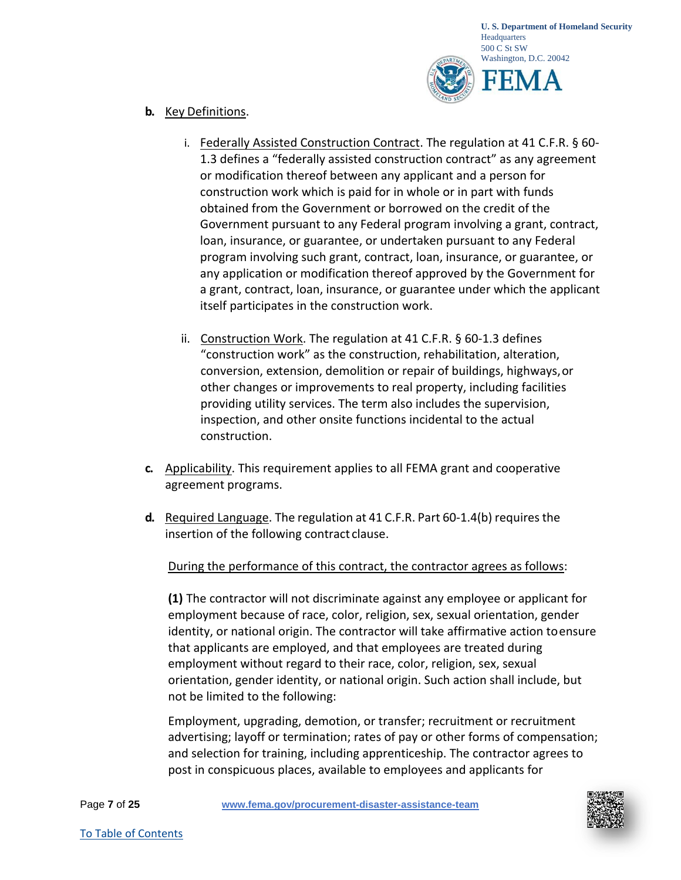**b.** Key Definitions.

i. Federally Assisted Construction Contract. The regulation at 41 C.F.R. § 60-1.3 defines a "federally assisted construction contract" as any agreement or modification thereof between any applicant and a person for construction work which is paid for in whole or in part with funds obtained from the Government or borrowed on the credit of the Government pursuant to any Federal program involving a grant, contract, loan, insurance, or guarantee, or undertaken pursuant to any Federal program involving such grant, contract, loan, insurance, or guarantee, or any application or modification thereof approved by the Government for a grant, contract, loan, insurance, or guarantee under which the applicant itself participates in the construction work.

ii. Construction Work. The regulation at 41 C.F.R. § 60-1.3 defines "construction work" as the construction, rehabilitation, alteration, conversion, extension, demolition or repair of buildings, highways, or other changes or improvements to real property, including facilities providing utility services. The term also includes the supervision, inspection, and other onsite functions incidental to the actual construction.

**c.** Applicability. This requirement applies to all FEMA grant and cooperative agreement programs.

**d.** Required Language. The regulation at 41 C.F.R. Part 60-1.4(b) requires the insertion of the following contract clause.

During the performance of this contract, the contractor agrees as follows:

**(1)** The contractor will not discriminate against any employee or applicant for employment because of race, color, religion, sex, sexual orientation, gender identity, or national origin. The contractor will take affirmative action to ensure that applicants are employed, and that employees are treated during employment without regard to their race, color, religion, sex, sexual orientation, gender identity, or national origin. Such action shall include, but not be limited to the following:

Employment, upgrading, demotion, or transfer; recruitment or recruitment advertising; layoff or termination; rates of pay or other forms of compensation; and selection for training, including apprenticeship. The contractor agrees to post in conspicuous places, available to employees and applicants for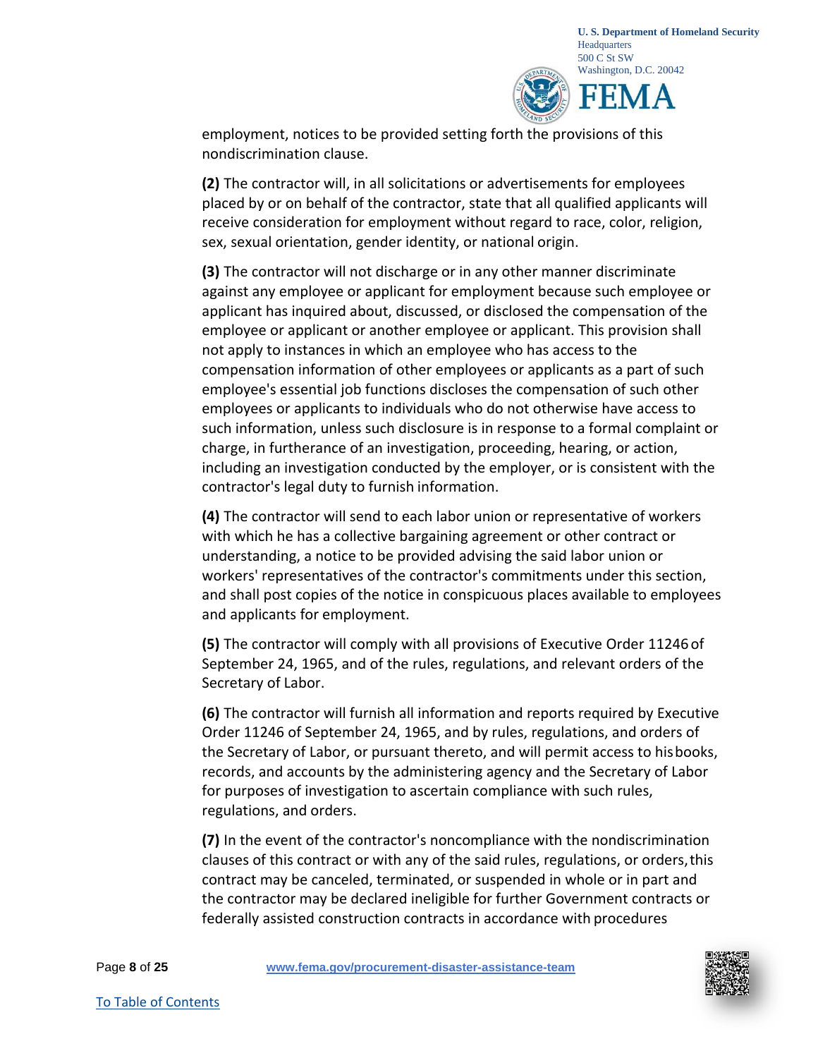employment, notices to be provided setting forth the provisions of this nondiscrimination clause.

**(2)** The contractor will, in all solicitations or advertisements for employees placed by or on behalf of the contractor, state that all qualified applicants will receive consideration for employment without regard to race, color, religion, sex, sexual orientation, gender identity, or national origin.

**(3)** The contractor will not discharge or in any other manner discriminate against any employee or applicant for employment because such employee or applicant has inquired about, discussed, or disclosed the compensation of the employee or applicant or another employee or applicant. This provision shall not apply to instances in which an employee who has access to the compensation information of other employees or applicants as a part of such employee's essential job functions discloses the compensation of such other employees or applicants to individuals who do not otherwise have access to such information, unless such disclosure is in response to a formal complaint or charge, in furtherance of an investigation, proceeding, hearing, or action, including an investigation conducted by the employer, or is consistent with the contractor's legal duty to furnish information.

**(4)** The contractor will send to each labor union or representative of workers with which he has a collective bargaining agreement or other contract or understanding, a notice to be provided advising the said labor union or workers' representatives of the contractor's commitments under this section, and shall post copies of the notice in conspicuous places available to employees and applicants for employment.

**(5)** The contractor will comply with all provisions of Executive Order 11246 of September 24, 1965, and of the rules, regulations, and relevant orders of the Secretary of Labor.

**(6)** The contractor will furnish all information and reports required by Executive Order 11246 of September 24, 1965, and by rules, regulations, and orders of the Secretary of Labor, or pursuant thereto, and will permit access to his books, records, and accounts by the administering agency and the Secretary of Labor for purposes of investigation to ascertain compliance with such rules, regulations, and orders.

**(7)** In the event of the contractor's noncompliance with the nondiscrimination clauses of this contract or with any of the said rules, regulations, or orders, this contract may be canceled, terminated, or suspended in whole or in part and the contractor may be declared ineligible for further Government contracts or federally assisted construction contracts in accordance with procedures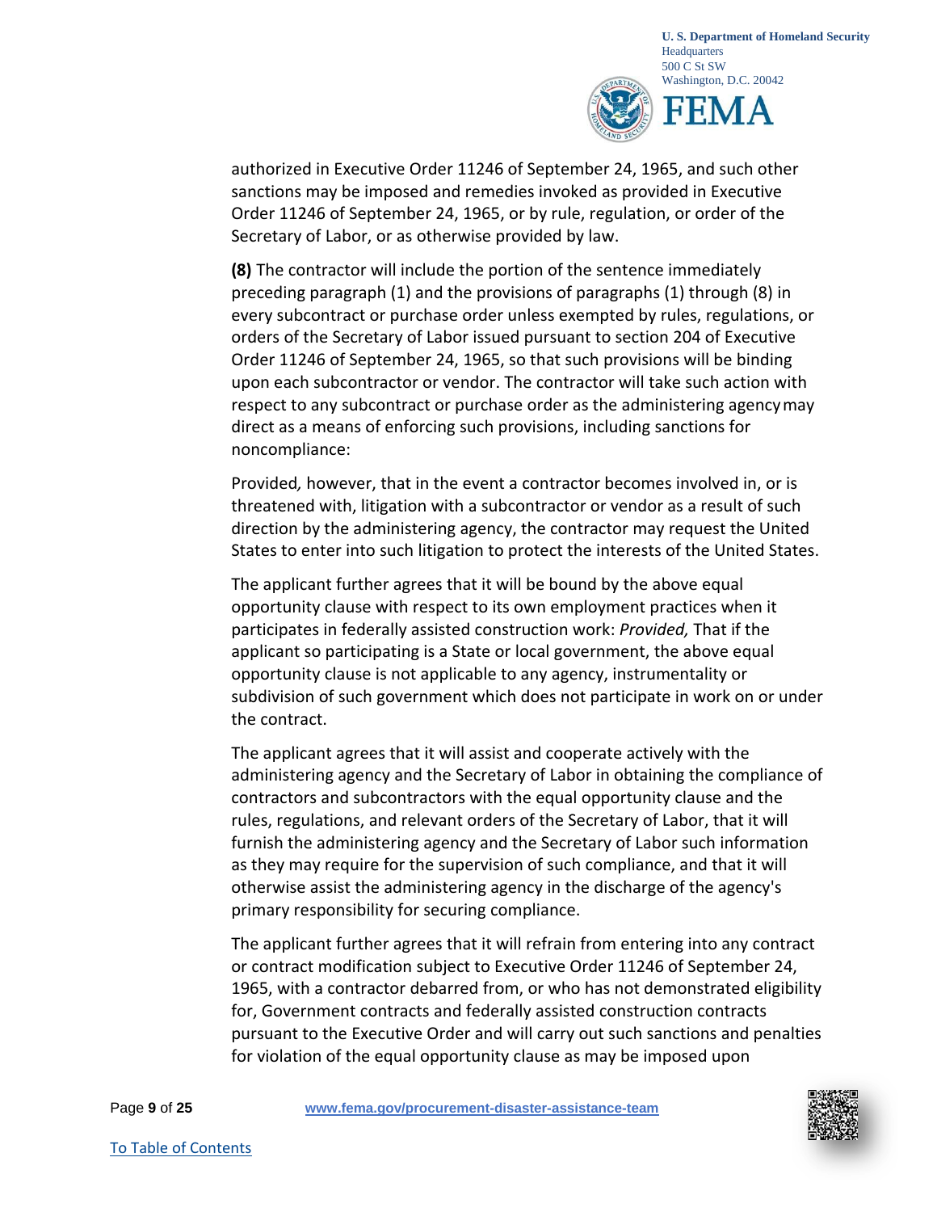authorized in Executive Order 11246 of September 24, 1965, and such other sanctions may be imposed and remedies invoked as provided in Executive Order 11246 of September 24, 1965, or by rule, regulation, or order of the Secretary of Labor, or as otherwise provided by law.

**(8)** The contractor will include the portion of the sentence immediately preceding paragraph (1) and the provisions of paragraphs (1) through (8) in every subcontract or purchase order unless exempted by rules, regulations, or orders of the Secretary of Labor issued pursuant to section 204 of Executive Order 11246 of September 24, 1965, so that such provisions will be binding upon each subcontractor or vendor. The contractor will take such action with respect to any subcontract or purchase order as the administering agency may direct as a means of enforcing such provisions, including sanctions for noncompliance:

Provided, however, that in the event a contractor becomes involved in, or is threatened with, litigation with a subcontractor or vendor as a result of such direction by the administering agency, the contractor may request the United States to enter into such litigation to protect the interests of the United States.

The applicant further agrees that it will be bound by the above equal opportunity clause with respect to its own employment practices when it participates in federally assisted construction work: *Provided,* That if the applicant so participating is a State or local government, the above equal opportunity clause is not applicable to any agency, instrumentality or subdivision of such government which does not participate in work on or under the contract.

The applicant agrees that it will assist and cooperate actively with the administering agency and the Secretary of Labor in obtaining the compliance of contractors and subcontractors with the equal opportunity clause and the rules, regulations, and relevant orders of the Secretary of Labor, that it will furnish the administering agency and the Secretary of Labor such information as they may require for the supervision of such compliance, and that it will otherwise assist the administering agency in the discharge of the agency's primary responsibility for securing compliance.

The applicant further agrees that it will refrain from entering into any contract or contract modification subject to Executive Order 11246 of September 24, 1965, with a contractor debarred from, or who has not demonstrated eligibility for, Government contracts and federally assisted construction contracts pursuant to the Executive Order and will carry out such sanctions and penalties for violation of the equal opportunity clause as may be imposed upon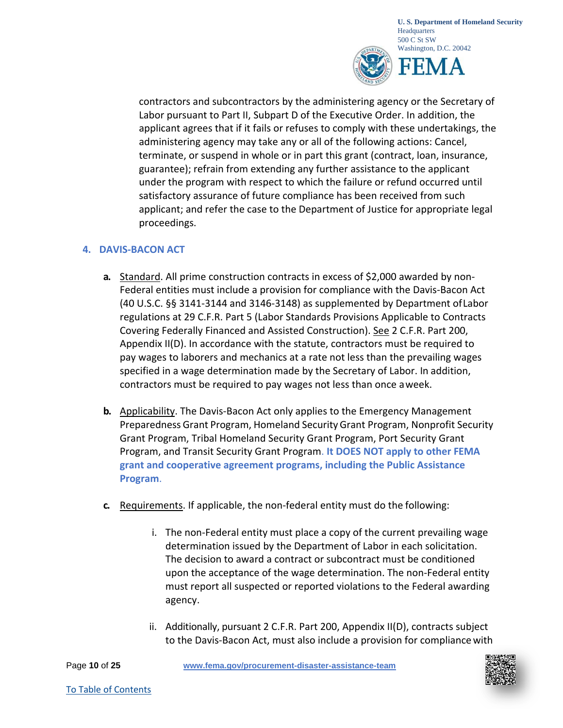contractors and subcontractors by the administering agency or the Secretary of Labor pursuant to Part II, Subpart D of the Executive Order. In addition, the applicant agrees that if it fails or refuses to comply with these undertakings, the administering agency may take any or all of the following actions: Cancel, terminate, or suspend in whole or in part this grant (contract, loan, insurance, guarantee); refrain from extending any further assistance to the applicant under the program with respect to which the failure or refund occurred until satisfactory assurance of future compliance has been received from such applicant; and refer the case to the Department of Justice for appropriate legal proceedings.

## 4. DAVIS-BACON ACT

**a.** Standard. All prime construction contracts in excess of $2,000 awarded by non-Federal entities must include a provision for compliance with the Davis-Bacon Act (40 U.S.C. §§ 3141-3144 and 3146-3148) as supplemented by Department of Labor regulations at 29 C.F.R. Part 5 (Labor Standards Provisions Applicable to Contracts Covering Federally Financed and Assisted Construction). See 2 C.F.R. Part 200, Appendix II(D). In accordance with the statute, contractors must be required to pay wages to laborers and mechanics at a rate not less than the prevailing wages specified in a wage determination made by the Secretary of Labor. In addition, contractors must be required to pay wages not less than once a week.

**b.** Applicability. The Davis-Bacon Act only applies to the Emergency Management Preparedness Grant Program, Homeland Security Grant Program, Nonprofit Security Grant Program, Tribal Homeland Security Grant Program, Port Security Grant Program, and Transit Security Grant Program. **It DOES NOT apply to other FEMA grant and cooperative agreement programs, including the Public Assistance Program**.

**c.** Requirements. If applicable, the non-federal entity must do the following:

i. The non-Federal entity must place a copy of the current prevailing wage determination issued by the Department of Labor in each solicitation. The decision to award a contract or subcontract must be conditioned upon the acceptance of the wage determination. The non-Federal entity must report all suspected or reported violations to the Federal awarding agency.

ii. Additionally, pursuant 2 C.F.R. Part 200, Appendix II(D), contracts subject to the Davis-Bacon Act, must also include a provision for compliance with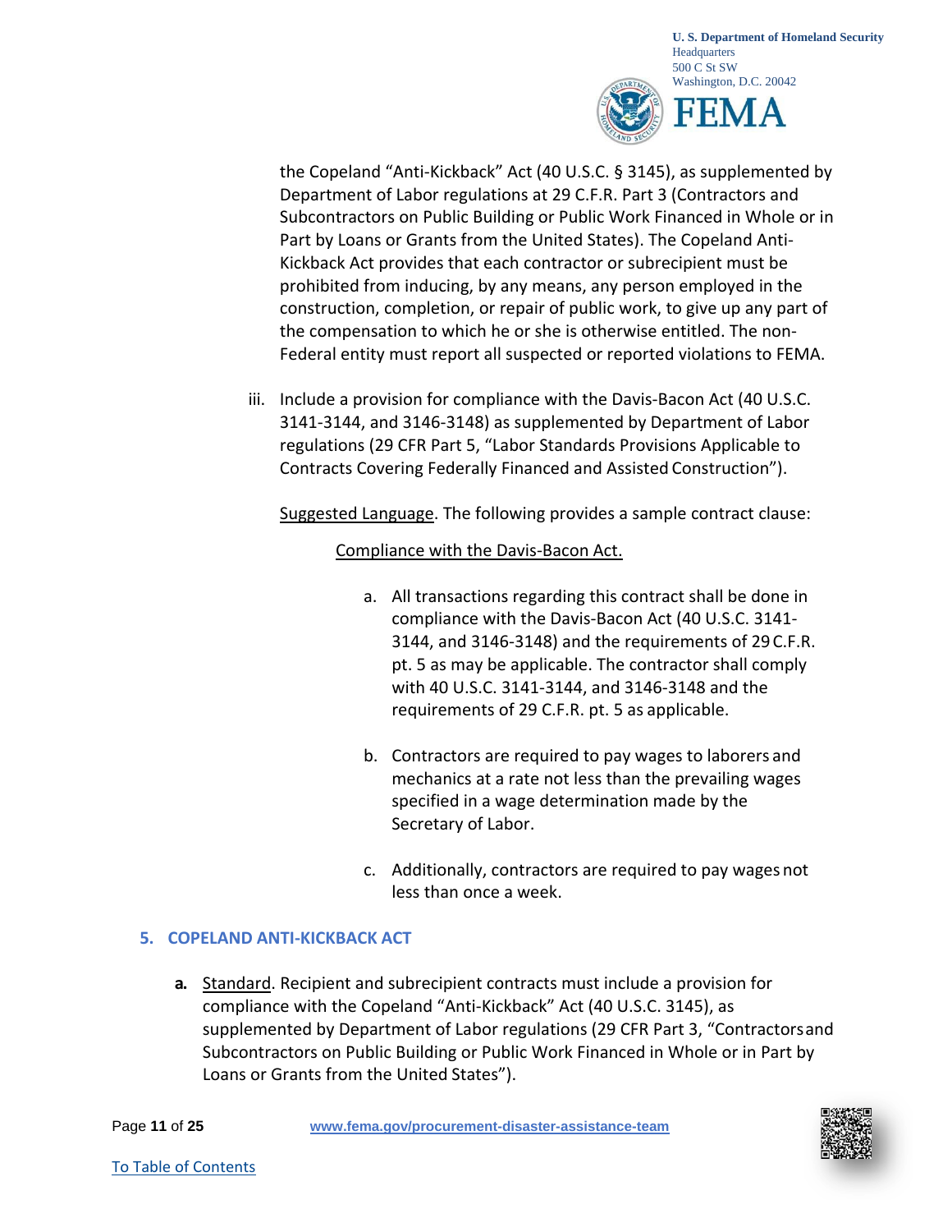the Copeland "Anti-Kickback" Act (40 U.S.C. § 3145), as supplemented by Department of Labor regulations at 29 C.F.R. Part 3 (Contractors and Subcontractors on Public Building or Public Work Financed in Whole or in Part by Loans or Grants from the United States). The Copeland Anti-Kickback Act provides that each contractor or subrecipient must be prohibited from inducing, by any means, any person employed in the construction, completion, or repair of public work, to give up any part of the compensation to which he or she is otherwise entitled. The non-Federal entity must report all suspected or reported violations to FEMA.

iii. Include a provision for compliance with the Davis-Bacon Act (40 U.S.C. 3141-3144, and 3146-3148) as supplemented by Department of Labor regulations (29 CFR Part 5, "Labor Standards Provisions Applicable to Contracts Covering Federally Financed and Assisted Construction").

<u>Suggested Language</u>. The following provides a sample contract clause:

<u>Compliance with the Davis-Bacon Act.</u>

a. All transactions regarding this contract shall be done in compliance with the Davis-Bacon Act (40 U.S.C. 3141-3144, and 3146-3148) and the requirements of 29 C.F.R. pt. 5 as may be applicable. The contractor shall comply with 40 U.S.C. 3141-3144, and 3146-3148 and the requirements of 29 C.F.R. pt. 5 as applicable.

b. Contractors are required to pay wages to laborers and mechanics at a rate not less than the prevailing wages specified in a wage determination made by the Secretary of Labor.

c. Additionally, contractors are required to pay wages not less than once a week.

## 5. COPELAND ANTI-KICKBACK ACT

**a.** <u>Standard</u>. Recipient and subrecipient contracts must include a provision for compliance with the Copeland "Anti-Kickback" Act (40 U.S.C. 3145), as supplemented by Department of Labor regulations (29 CFR Part 3, "Contractors and Subcontractors on Public Building or Public Work Financed in Whole or in Part by Loans or Grants from the United States").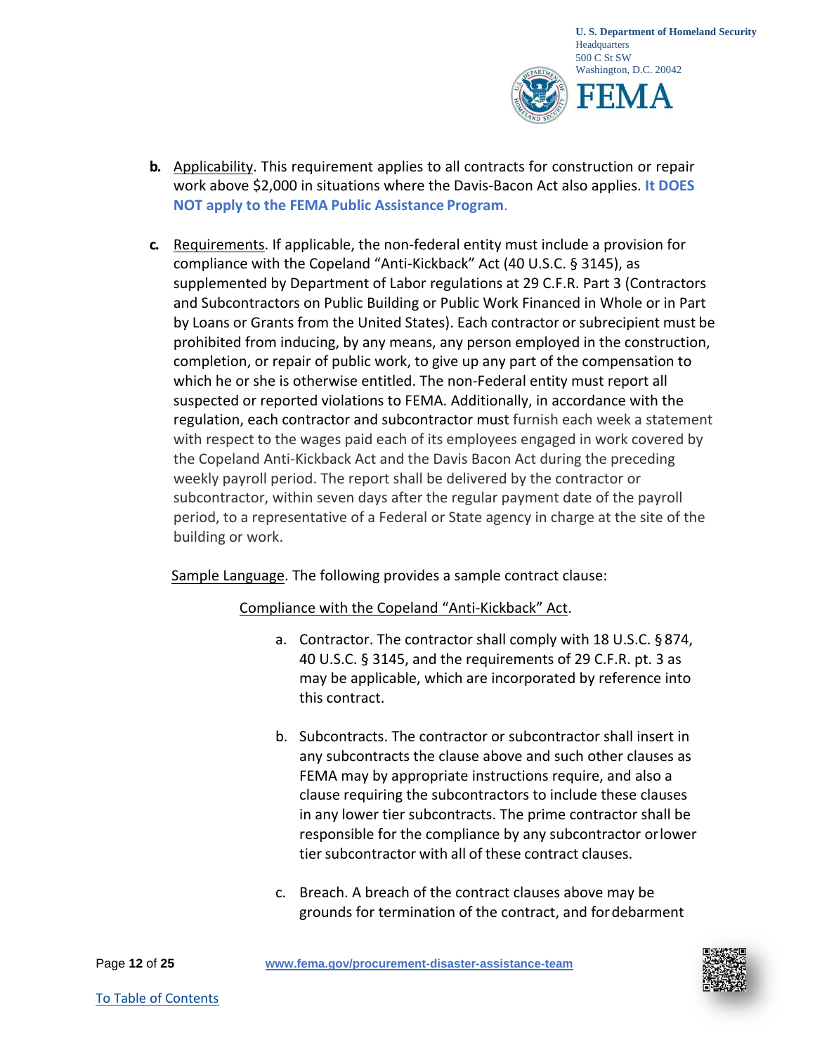**b.** Applicability. This requirement applies to all contracts for construction or repair work above $2,000 in situations where the Davis-Bacon Act also applies. **It DOES NOT apply to the FEMA Public Assistance Program**.

**c.** Requirements. If applicable, the non-federal entity must include a provision for compliance with the Copeland "Anti-Kickback" Act (40 U.S.C. § 3145), as supplemented by Department of Labor regulations at 29 C.F.R. Part 3 (Contractors and Subcontractors on Public Building or Public Work Financed in Whole or in Part by Loans or Grants from the United States). Each contractor or subrecipient must be prohibited from inducing, by any means, any person employed in the construction, completion, or repair of public work, to give up any part of the compensation to which he or she is otherwise entitled. The non-Federal entity must report all suspected or reported violations to FEMA. Additionally, in accordance with the regulation, each contractor and subcontractor must furnish each week a statement with respect to the wages paid each of its employees engaged in work covered by the Copeland Anti-Kickback Act and the Davis Bacon Act during the preceding weekly payroll period. The report shall be delivered by the contractor or subcontractor, within seven days after the regular payment date of the payroll period, to a representative of a Federal or State agency in charge at the site of the building or work.

Sample Language. The following provides a sample contract clause:

Compliance with the Copeland "Anti-Kickback" Act.

a. Contractor. The contractor shall comply with 18 U.S.C. § 874, 40 U.S.C. § 3145, and the requirements of 29 C.F.R. pt. 3 as may be applicable, which are incorporated by reference into this contract.

b. Subcontracts. The contractor or subcontractor shall insert in any subcontracts the clause above and such other clauses as FEMA may by appropriate instructions require, and also a clause requiring the subcontractors to include these clauses in any lower tier subcontracts. The prime contractor shall be responsible for the compliance by any subcontractor or lower tier subcontractor with all of these contract clauses.

c. Breach. A breach of the contract clauses above may be grounds for termination of the contract, and for debarment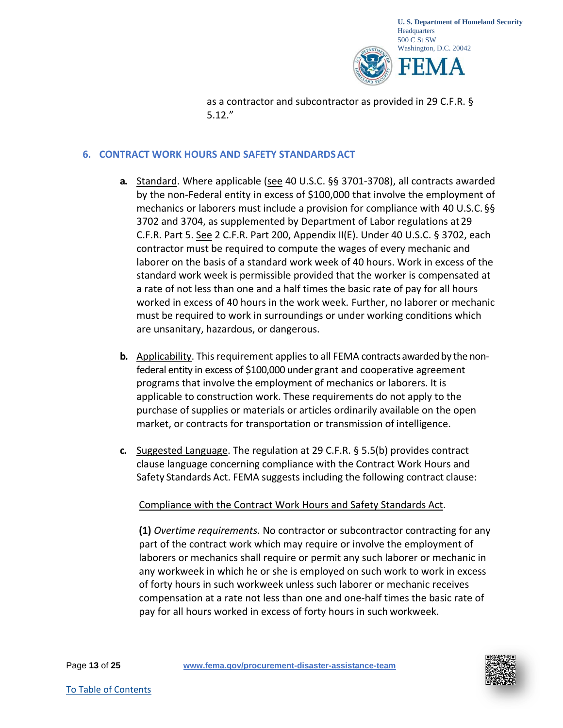as a contractor and subcontractor as provided in 29 C.F.R. § 5.12."

## 6. CONTRACT WORK HOURS AND SAFETY STANDARDS ACT

**a.** Standard. Where applicable (see 40 U.S.C. §§ 3701-3708), all contracts awarded by the non-Federal entity in excess of $100,000 that involve the employment of mechanics or laborers must include a provision for compliance with 40 U.S.C. §§ 3702 and 3704, as supplemented by Department of Labor regulations at 29 C.F.R. Part 5. See 2 C.F.R. Part 200, Appendix II(E). Under 40 U.S.C. § 3702, each contractor must be required to compute the wages of every mechanic and laborer on the basis of a standard work week of 40 hours. Work in excess of the standard work week is permissible provided that the worker is compensated at a rate of not less than one and a half times the basic rate of pay for all hours worked in excess of 40 hours in the work week. Further, no laborer or mechanic must be required to work in surroundings or under working conditions which are unsanitary, hazardous, or dangerous.

**b.** Applicability. This requirement applies to all FEMA contracts awarded by the non-federal entity in excess of $100,000 under grant and cooperative agreement programs that involve the employment of mechanics or laborers. It is applicable to construction work. These requirements do not apply to the purchase of supplies or materials or articles ordinarily available on the open market, or contracts for transportation or transmission of intelligence.

**c.** Suggested Language. The regulation at 29 C.F.R. § 5.5(b) provides contract clause language concerning compliance with the Contract Work Hours and Safety Standards Act. FEMA suggests including the following contract clause:

Compliance with the Contract Work Hours and Safety Standards Act.

**(1)** *Overtime requirements.* No contractor or subcontractor contracting for any part of the contract work which may require or involve the employment of laborers or mechanics shall require or permit any such laborer or mechanic in any workweek in which he or she is employed on such work to work in excess of forty hours in such workweek unless such laborer or mechanic receives compensation at a rate not less than one and one-half times the basic rate of pay for all hours worked in excess of forty hours in such workweek.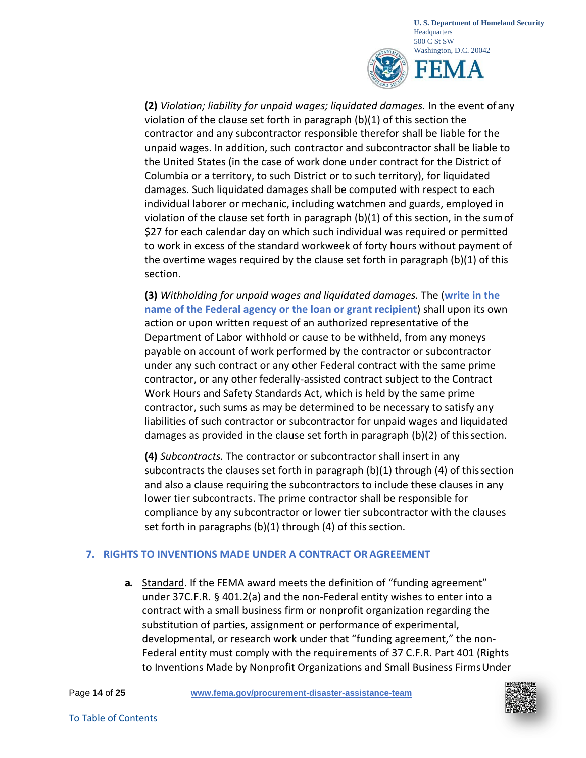**(2)** *Violation; liability for unpaid wages; liquidated damages.* In the event of any violation of the clause set forth in paragraph (b)(1) of this section the contractor and any subcontractor responsible therefor shall be liable for the unpaid wages. In addition, such contractor and subcontractor shall be liable to the United States (in the case of work done under contract for the District of Columbia or a territory, to such District or to such territory), for liquidated damages. Such liquidated damages shall be computed with respect to each individual laborer or mechanic, including watchmen and guards, employed in violation of the clause set forth in paragraph (b)(1) of this section, in the sum of $27 for each calendar day on which such individual was required or permitted to work in excess of the standard workweek of forty hours without payment of the overtime wages required by the clause set forth in paragraph (b)(1) of this section.

**(3)** *Withholding for unpaid wages and liquidated damages.* The (**write in the name of the Federal agency or the loan or grant recipient**) shall upon its own action or upon written request of an authorized representative of the Department of Labor withhold or cause to be withheld, from any moneys payable on account of work performed by the contractor or subcontractor under any such contract or any other Federal contract with the same prime contractor, or any other federally-assisted contract subject to the Contract Work Hours and Safety Standards Act, which is held by the same prime contractor, such sums as may be determined to be necessary to satisfy any liabilities of such contractor or subcontractor for unpaid wages and liquidated damages as provided in the clause set forth in paragraph (b)(2) of this section.

**(4)** *Subcontracts.* The contractor or subcontractor shall insert in any subcontracts the clauses set forth in paragraph (b)(1) through (4) of this section and also a clause requiring the subcontractors to include these clauses in any lower tier subcontracts. The prime contractor shall be responsible for compliance by any subcontractor or lower tier subcontractor with the clauses set forth in paragraphs (b)(1) through (4) of this section.

## 7. RIGHTS TO INVENTIONS MADE UNDER A CONTRACT OR AGREEMENT

**a.** Standard. If the FEMA award meets the definition of "funding agreement" under 37C.F.R. § 401.2(a) and the non-Federal entity wishes to enter into a contract with a small business firm or nonprofit organization regarding the substitution of parties, assignment or performance of experimental, developmental, or research work under that "funding agreement," the non-Federal entity must comply with the requirements of 37 C.F.R. Part 401 (Rights to Inventions Made by Nonprofit Organizations and Small Business Firms Under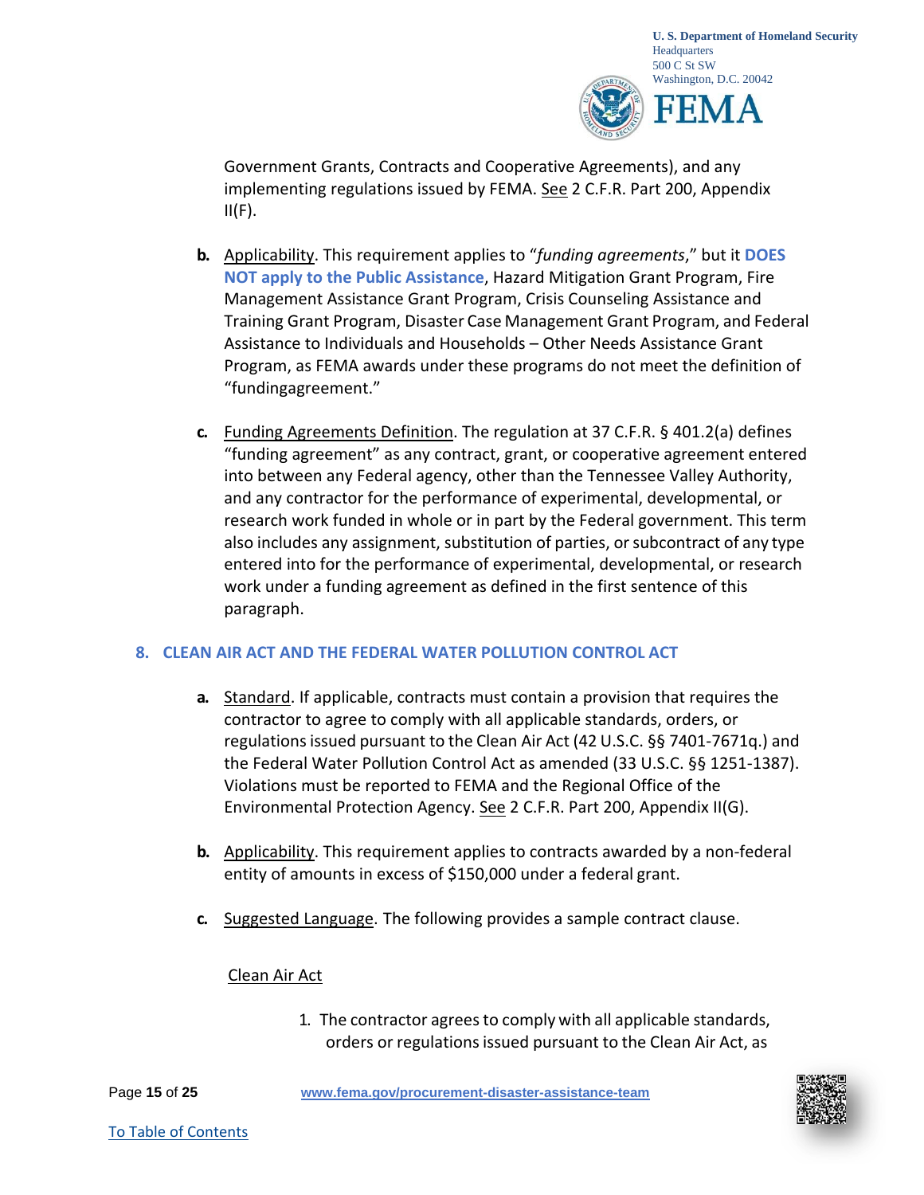Government Grants, Contracts and Cooperative Agreements), and any implementing regulations issued by FEMA. See 2 C.F.R. Part 200, Appendix II(F).

**b.** Applicability. This requirement applies to "*funding agreements*," but it **DOES NOT apply to the Public Assistance**, Hazard Mitigation Grant Program, Fire Management Assistance Grant Program, Crisis Counseling Assistance and Training Grant Program, Disaster Case Management Grant Program, and Federal Assistance to Individuals and Households – Other Needs Assistance Grant Program, as FEMA awards under these programs do not meet the definition of "fundingagreement."

**c.** Funding Agreements Definition. The regulation at 37 C.F.R. § 401.2(a) defines "funding agreement" as any contract, grant, or cooperative agreement entered into between any Federal agency, other than the Tennessee Valley Authority, and any contractor for the performance of experimental, developmental, or research work funded in whole or in part by the Federal government. This term also includes any assignment, substitution of parties, or subcontract of any type entered into for the performance of experimental, developmental, or research work under a funding agreement as defined in the first sentence of this paragraph.

## 8. CLEAN AIR ACT AND THE FEDERAL WATER POLLUTION CONTROL ACT

**a.** Standard. If applicable, contracts must contain a provision that requires the contractor to agree to comply with all applicable standards, orders, or regulations issued pursuant to the Clean Air Act (42 U.S.C. §§ 7401-7671q.) and the Federal Water Pollution Control Act as amended (33 U.S.C. §§ 1251-1387). Violations must be reported to FEMA and the Regional Office of the Environmental Protection Agency. See 2 C.F.R. Part 200, Appendix II(G).

**b.** Applicability. This requirement applies to contracts awarded by a non-federal entity of amounts in excess of $150,000 under a federal grant.

**c.** Suggested Language. The following provides a sample contract clause.

Clean Air Act

1. The contractor agrees to comply with all applicable standards, orders or regulations issued pursuant to the Clean Air Act, as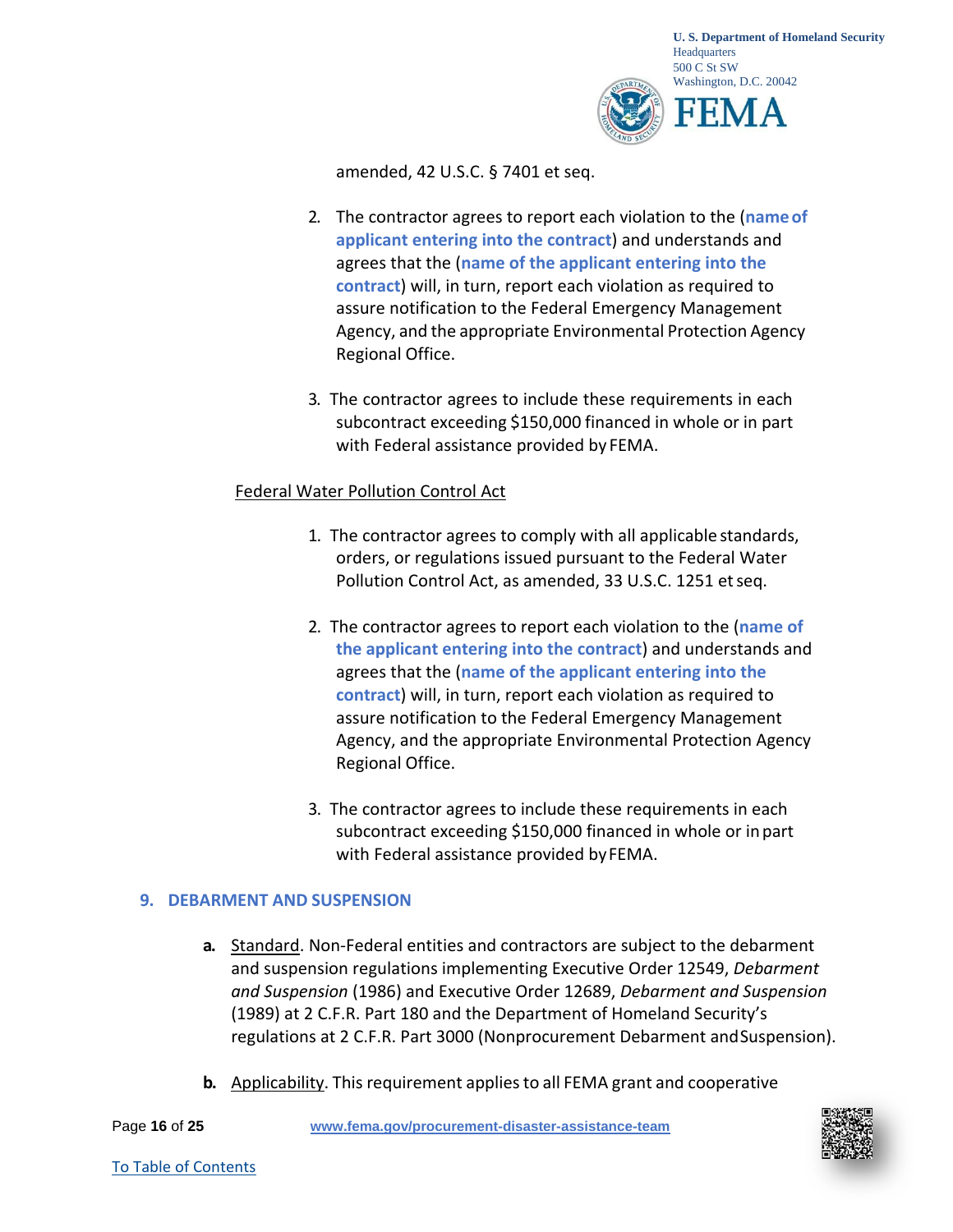amended, 42 U.S.C. § 7401 et seq.

2. The contractor agrees to report each violation to the (**name of applicant entering into the contract**) and understands and agrees that the (**name of the applicant entering into the contract**) will, in turn, report each violation as required to assure notification to the Federal Emergency Management Agency, and the appropriate Environmental Protection Agency Regional Office.

3. The contractor agrees to include these requirements in each subcontract exceeding $150,000 financed in whole or in part with Federal assistance provided by FEMA.

Federal Water Pollution Control Act

1. The contractor agrees to comply with all applicable standards, orders, or regulations issued pursuant to the Federal Water Pollution Control Act, as amended, 33 U.S.C. 1251 et seq.

2. The contractor agrees to report each violation to the (**name of the applicant entering into the contract**) and understands and agrees that the (**name of the applicant entering into the contract**) will, in turn, report each violation as required to assure notification to the Federal Emergency Management Agency, and the appropriate Environmental Protection Agency Regional Office.

3. The contractor agrees to include these requirements in each subcontract exceeding $150,000 financed in whole or in part with Federal assistance provided by FEMA.

## 9. DEBARMENT AND SUSPENSION

**a.** Standard. Non-Federal entities and contractors are subject to the debarment and suspension regulations implementing Executive Order 12549, *Debarment and Suspension* (1986) and Executive Order 12689, *Debarment and Suspension* (1989) at 2 C.F.R. Part 180 and the Department of Homeland Security's regulations at 2 C.F.R. Part 3000 (Nonprocurement Debarment and Suspension).

**b.** Applicability. This requirement applies to all FEMA grant and cooperative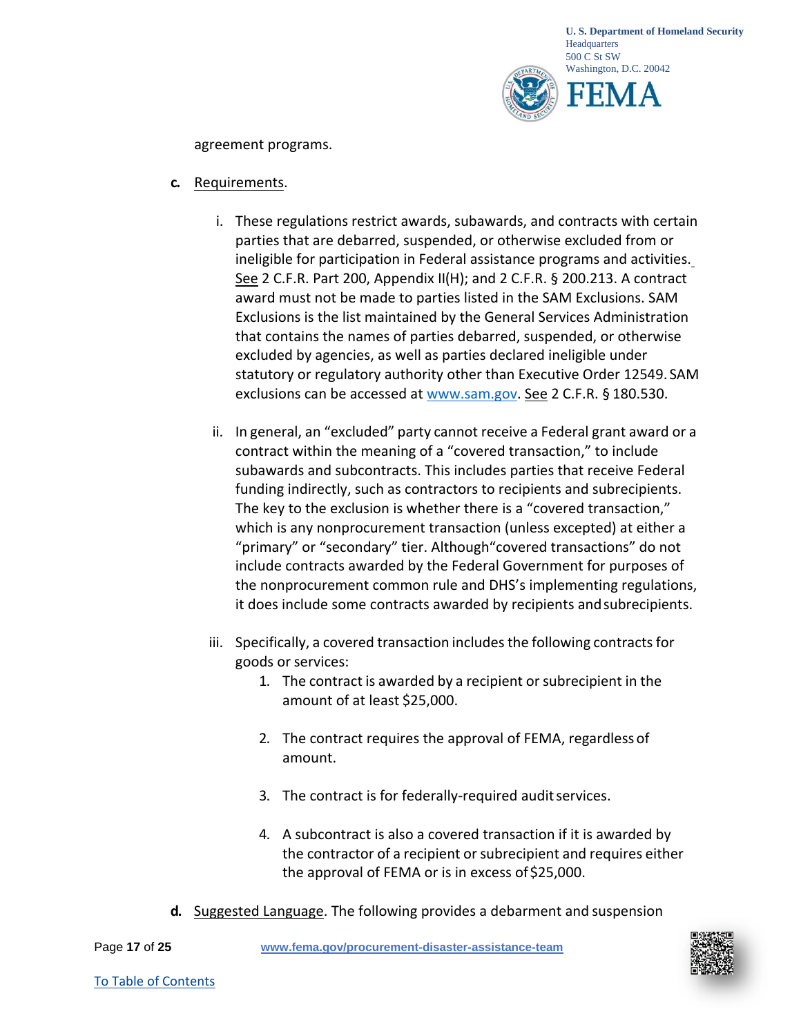agreement programs.

**c.** Requirements.

i. These regulations restrict awards, subawards, and contracts with certain parties that are debarred, suspended, or otherwise excluded from or ineligible for participation in Federal assistance programs and activities. See 2 C.F.R. Part 200, Appendix II(H); and 2 C.F.R. § 200.213. A contract award must not be made to parties listed in the SAM Exclusions. SAM Exclusions is the list maintained by the General Services Administration that contains the names of parties debarred, suspended, or otherwise excluded by agencies, as well as parties declared ineligible under statutory or regulatory authority other than Executive Order 12549. SAM exclusions can be accessed at www.sam.gov. See 2 C.F.R. § 180.530.

ii. In general, an "excluded" party cannot receive a Federal grant award or a contract within the meaning of a "covered transaction," to include subawards and subcontracts. This includes parties that receive Federal funding indirectly, such as contractors to recipients and subrecipients. The key to the exclusion is whether there is a "covered transaction," which is any nonprocurement transaction (unless excepted) at either a "primary" or "secondary" tier. Although "covered transactions" do not include contracts awarded by the Federal Government for purposes of the nonprocurement common rule and DHS's implementing regulations, it does include some contracts awarded by recipients and subrecipients.

iii. Specifically, a covered transaction includes the following contracts for goods or services:

1. The contract is awarded by a recipient or subrecipient in the amount of at least $25,000.

2. The contract requires the approval of FEMA, regardless of amount.

3. The contract is for federally-required audit services.

4. A subcontract is also a covered transaction if it is awarded by the contractor of a recipient or subrecipient and requires either the approval of FEMA or is in excess of $25,000.

**d.** Suggested Language. The following provides a debarment and suspension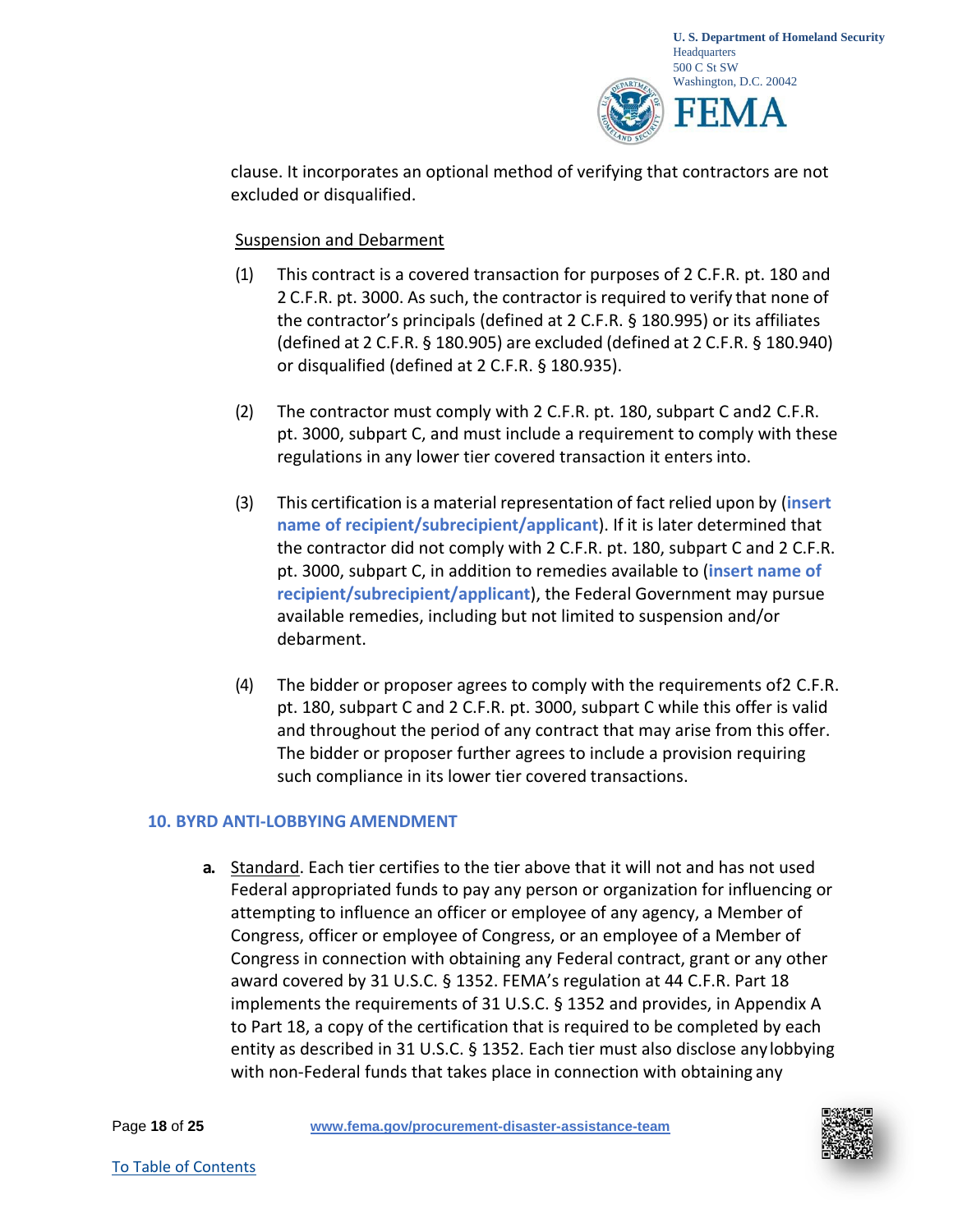clause. It incorporates an optional method of verifying that contractors are not excluded or disqualified.

Suspension and Debarment

(1) This contract is a covered transaction for purposes of 2 C.F.R. pt. 180 and 2 C.F.R. pt. 3000. As such, the contractor is required to verify that none of the contractor's principals (defined at 2 C.F.R. § 180.995) or its affiliates (defined at 2 C.F.R. § 180.905) are excluded (defined at 2 C.F.R. § 180.940) or disqualified (defined at 2 C.F.R. § 180.935).

(2) The contractor must comply with 2 C.F.R. pt. 180, subpart C and2 C.F.R. pt. 3000, subpart C, and must include a requirement to comply with these regulations in any lower tier covered transaction it enters into.

(3) This certification is a material representation of fact relied upon by (**insert name of recipient/subrecipient/applicant**). If it is later determined that the contractor did not comply with 2 C.F.R. pt. 180, subpart C and 2 C.F.R. pt. 3000, subpart C, in addition to remedies available to (**insert name of recipient/subrecipient/applicant**), the Federal Government may pursue available remedies, including but not limited to suspension and/or debarment.

(4) The bidder or proposer agrees to comply with the requirements of2 C.F.R. pt. 180, subpart C and 2 C.F.R. pt. 3000, subpart C while this offer is valid and throughout the period of any contract that may arise from this offer. The bidder or proposer further agrees to include a provision requiring such compliance in its lower tier covered transactions.

## 10. BYRD ANTI-LOBBYING AMENDMENT

**a.** Standard. Each tier certifies to the tier above that it will not and has not used Federal appropriated funds to pay any person or organization for influencing or attempting to influence an officer or employee of any agency, a Member of Congress, officer or employee of Congress, or an employee of a Member of Congress in connection with obtaining any Federal contract, grant or any other award covered by 31 U.S.C. § 1352. FEMA's regulation at 44 C.F.R. Part 18 implements the requirements of 31 U.S.C. § 1352 and provides, in Appendix A to Part 18, a copy of the certification that is required to be completed by each entity as described in 31 U.S.C. § 1352. Each tier must also disclose any lobbying with non-Federal funds that takes place in connection with obtaining any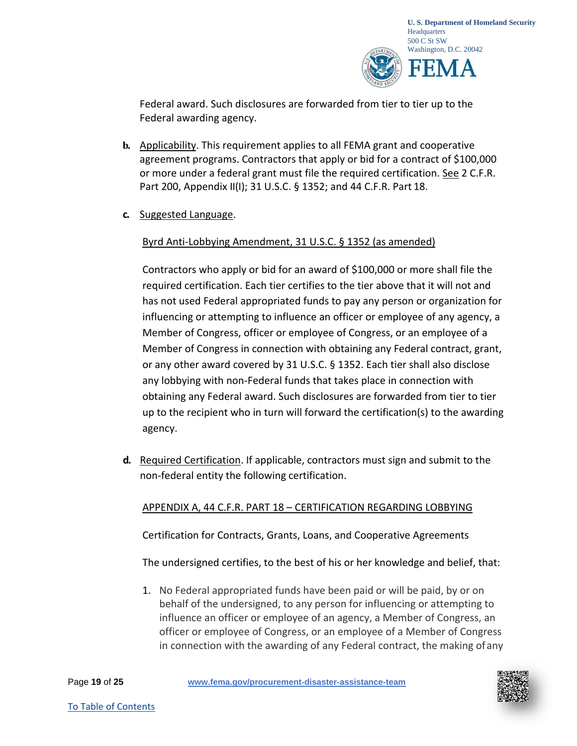Federal award. Such disclosures are forwarded from tier to tier up to the Federal awarding agency.

**b.** Applicability. This requirement applies to all FEMA grant and cooperative agreement programs. Contractors that apply or bid for a contract of $100,000 or more under a federal grant must file the required certification. See 2 C.F.R. Part 200, Appendix II(I); 31 U.S.C. § 1352; and 44 C.F.R. Part 18.

**c.** Suggested Language.

Byrd Anti-Lobbying Amendment, 31 U.S.C. § 1352 (as amended)

Contractors who apply or bid for an award of $100,000 or more shall file the required certification. Each tier certifies to the tier above that it will not and has not used Federal appropriated funds to pay any person or organization for influencing or attempting to influence an officer or employee of any agency, a Member of Congress, officer or employee of Congress, or an employee of a Member of Congress in connection with obtaining any Federal contract, grant, or any other award covered by 31 U.S.C. § 1352. Each tier shall also disclose any lobbying with non-Federal funds that takes place in connection with obtaining any Federal award. Such disclosures are forwarded from tier to tier up to the recipient who in turn will forward the certification(s) to the awarding agency.

**d.** Required Certification. If applicable, contractors must sign and submit to the non-federal entity the following certification.

APPENDIX A, 44 C.F.R. PART 18 – CERTIFICATION REGARDING LOBBYING

Certification for Contracts, Grants, Loans, and Cooperative Agreements

The undersigned certifies, to the best of his or her knowledge and belief, that:

1. No Federal appropriated funds have been paid or will be paid, by or on behalf of the undersigned, to any person for influencing or attempting to influence an officer or employee of an agency, a Member of Congress, an officer or employee of Congress, or an employee of a Member of Congress in connection with the awarding of any Federal contract, the making of any

[To Table of Contents]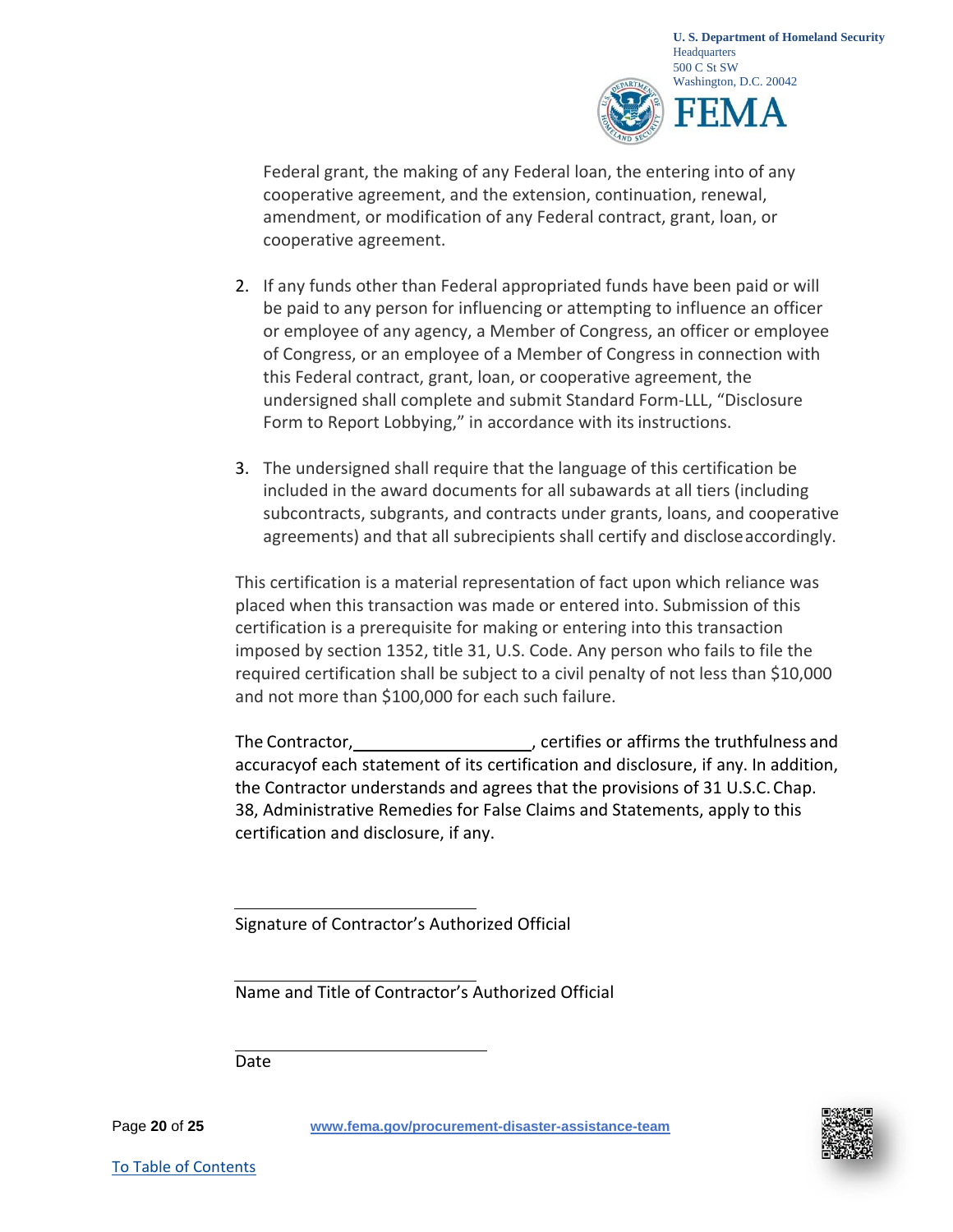Federal grant, the making of any Federal loan, the entering into of any cooperative agreement, and the extension, continuation, renewal, amendment, or modification of any Federal contract, grant, loan, or cooperative agreement.

2. If any funds other than Federal appropriated funds have been paid or will be paid to any person for influencing or attempting to influence an officer or employee of any agency, a Member of Congress, an officer or employee of Congress, or an employee of a Member of Congress in connection with this Federal contract, grant, loan, or cooperative agreement, the undersigned shall complete and submit Standard Form-LLL, “Disclosure Form to Report Lobbying,” in accordance with its instructions.

3. The undersigned shall require that the language of this certification be included in the award documents for all subawards at all tiers (including subcontracts, subgrants, and contracts under grants, loans, and cooperative agreements) and that all subrecipients shall certify and disclose accordingly.

This certification is a material representation of fact upon which reliance was placed when this transaction was made or entered into. Submission of this certification is a prerequisite for making or entering into this transaction imposed by section 1352, title 31, U.S. Code. Any person who fails to file the required certification shall be subject to a civil penalty of not less than $10,000 and not more than $100,000 for each such failure.

The Contractor, ____________________, certifies or affirms the truthfulness and accuracyof each statement of its certification and disclosure, if any. In addition, the Contractor understands and agrees that the provisions of 31 U.S.C. Chap. 38, Administrative Remedies for False Claims and Statements, apply to this certification and disclosure, if any.

\_\_\_\_\_\_\_\_\_\_\_\_\_\_\_\_\_\_\_\_\_\_\_\_\_\_\_\_

Signature of Contractor’s Authorized Official

\_\_\_\_\_\_\_\_\_\_\_\_\_\_\_\_\_\_\_\_\_\_\_\_\_\_\_\_

Name and Title of Contractor’s Authorized Official

\_\_\_\_\_\_\_\_\_\_\_\_\_\_\_\_\_\_\_\_\_\_\_\_\_\_\_\_

Date

[To Table of Contents]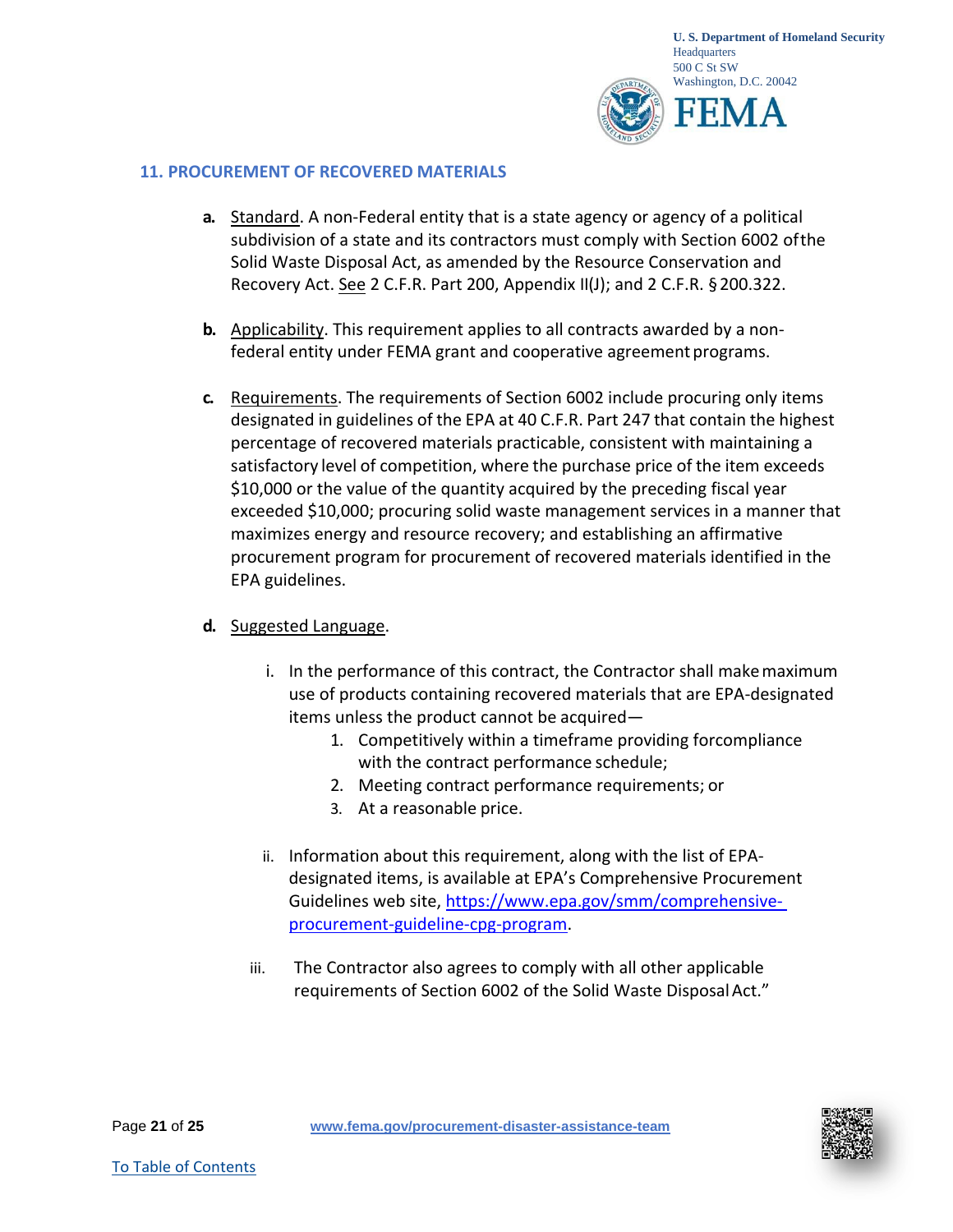## 11. PROCUREMENT OF RECOVERED MATERIALS

**a.** Standard. A non-Federal entity that is a state agency or agency of a political subdivision of a state and its contractors must comply with Section 6002 of the Solid Waste Disposal Act, as amended by the Resource Conservation and Recovery Act. See 2 C.F.R. Part 200, Appendix II(J); and 2 C.F.R. § 200.322.

**b.** Applicability. This requirement applies to all contracts awarded by a non-federal entity under FEMA grant and cooperative agreement programs.

**c.** Requirements. The requirements of Section 6002 include procuring only items designated in guidelines of the EPA at 40 C.F.R. Part 247 that contain the highest percentage of recovered materials practicable, consistent with maintaining a satisfactory level of competition, where the purchase price of the item exceeds $10,000 or the value of the quantity acquired by the preceding fiscal year exceeded $10,000; procuring solid waste management services in a manner that maximizes energy and resource recovery; and establishing an affirmative procurement program for procurement of recovered materials identified in the EPA guidelines.

**d.** Suggested Language.

i. In the performance of this contract, the Contractor shall make maximum use of products containing recovered materials that are EPA-designated items unless the product cannot be acquired—

1. Competitively within a timeframe providing for compliance with the contract performance schedule;
2. Meeting contract performance requirements; or
3. At a reasonable price.

ii. Information about this requirement, along with the list of EPA-designated items, is available at EPA's Comprehensive Procurement Guidelines web site, https://www.epa.gov/smm/comprehensive-procurement-guideline-cpg-program.

iii. The Contractor also agrees to comply with all other applicable requirements of Section 6002 of the Solid Waste Disposal Act."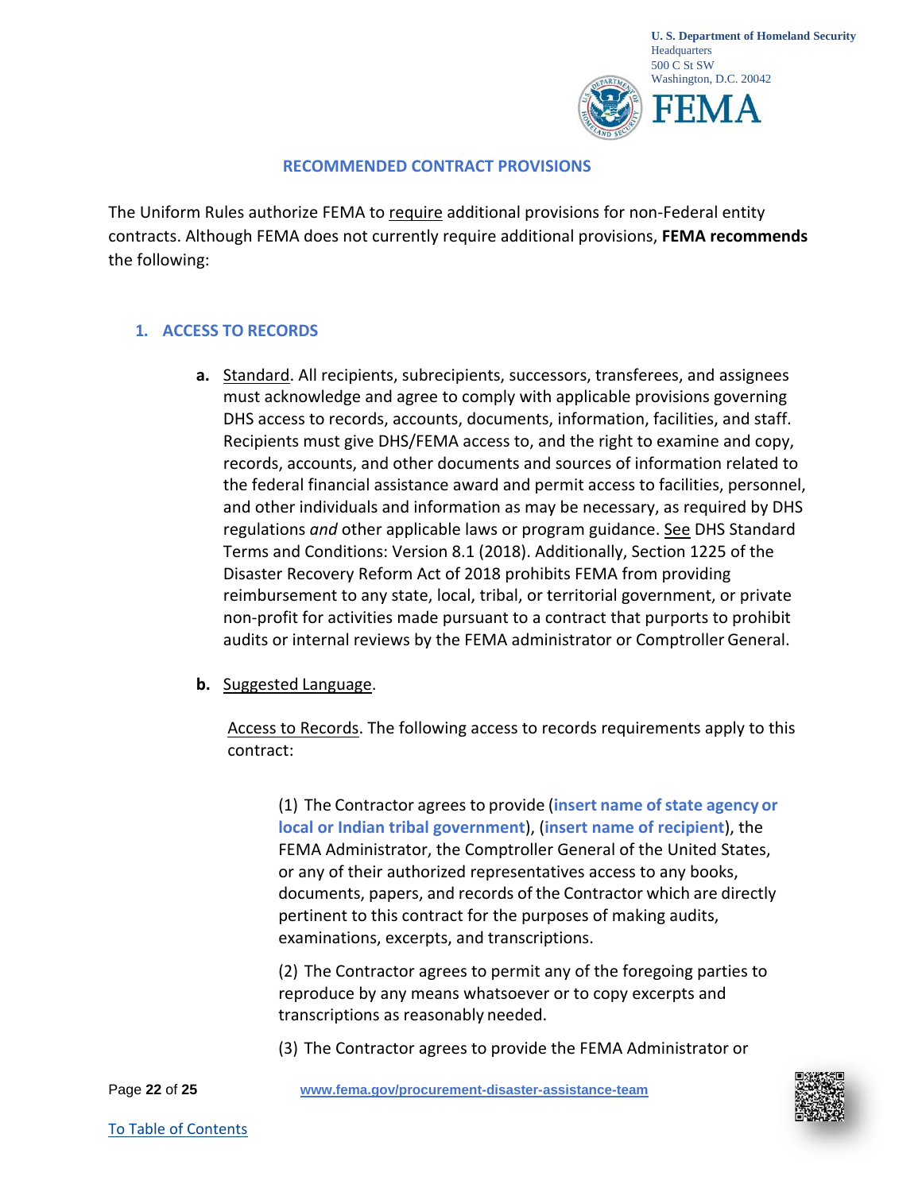## RECOMMENDED CONTRACT PROVISIONS

The Uniform Rules authorize FEMA to require additional provisions for non-Federal entity contracts. Although FEMA does not currently require additional provisions, **FEMA recommends** the following:

### 1. ACCESS TO RECORDS

**a.** Standard. All recipients, subrecipients, successors, transferees, and assignees must acknowledge and agree to comply with applicable provisions governing DHS access to records, accounts, documents, information, facilities, and staff. Recipients must give DHS/FEMA access to, and the right to examine and copy, records, accounts, and other documents and sources of information related to the federal financial assistance award and permit access to facilities, personnel, and other individuals and information as may be necessary, as required by DHS regulations *and* other applicable laws or program guidance. See DHS Standard Terms and Conditions: Version 8.1 (2018). Additionally, Section 1225 of the Disaster Recovery Reform Act of 2018 prohibits FEMA from providing reimbursement to any state, local, tribal, or territorial government, or private non-profit for activities made pursuant to a contract that purports to prohibit audits or internal reviews by the FEMA administrator or Comptroller General.

**b.** Suggested Language.

Access to Records. The following access to records requirements apply to this contract:

(1) The Contractor agrees to provide (**insert name of state agency or local or Indian tribal government**), (**insert name of recipient**), the FEMA Administrator, the Comptroller General of the United States, or any of their authorized representatives access to any books, documents, papers, and records of the Contractor which are directly pertinent to this contract for the purposes of making audits, examinations, excerpts, and transcriptions.

(2) The Contractor agrees to permit any of the foregoing parties to reproduce by any means whatsoever or to copy excerpts and transcriptions as reasonably needed.

(3) The Contractor agrees to provide the FEMA Administrator or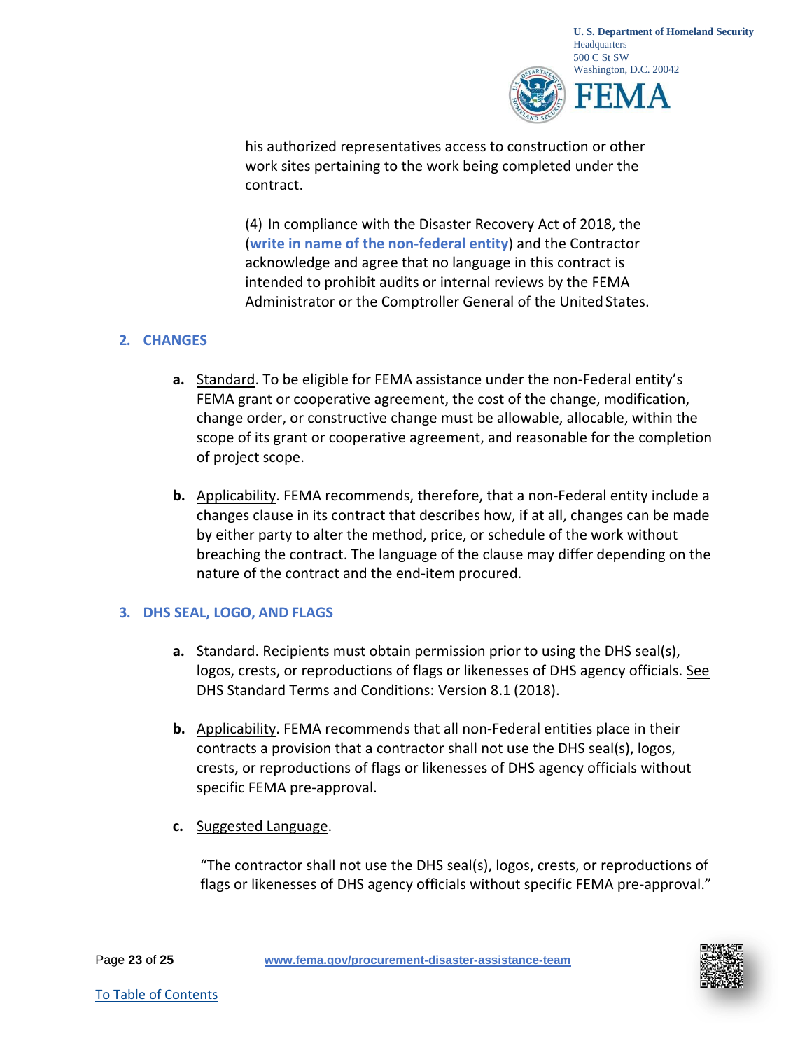his authorized representatives access to construction or other work sites pertaining to the work being completed under the contract.

(4) In compliance with the Disaster Recovery Act of 2018, the (**write in name of the non-federal entity**) and the Contractor acknowledge and agree that no language in this contract is intended to prohibit audits or internal reviews by the FEMA Administrator or the Comptroller General of the United States.

## 2. CHANGES

**a.** Standard. To be eligible for FEMA assistance under the non-Federal entity's FEMA grant or cooperative agreement, the cost of the change, modification, change order, or constructive change must be allowable, allocable, within the scope of its grant or cooperative agreement, and reasonable for the completion of project scope.

**b.** Applicability. FEMA recommends, therefore, that a non-Federal entity include a changes clause in its contract that describes how, if at all, changes can be made by either party to alter the method, price, or schedule of the work without breaching the contract. The language of the clause may differ depending on the nature of the contract and the end-item procured.

## 3. DHS SEAL, LOGO, AND FLAGS

**a.** Standard. Recipients must obtain permission prior to using the DHS seal(s), logos, crests, or reproductions of flags or likenesses of DHS agency officials. See DHS Standard Terms and Conditions: Version 8.1 (2018).

**b.** Applicability. FEMA recommends that all non-Federal entities place in their contracts a provision that a contractor shall not use the DHS seal(s), logos, crests, or reproductions of flags or likenesses of DHS agency officials without specific FEMA pre-approval.

**c.** Suggested Language.

"The contractor shall not use the DHS seal(s), logos, crests, or reproductions of flags or likenesses of DHS agency officials without specific FEMA pre-approval."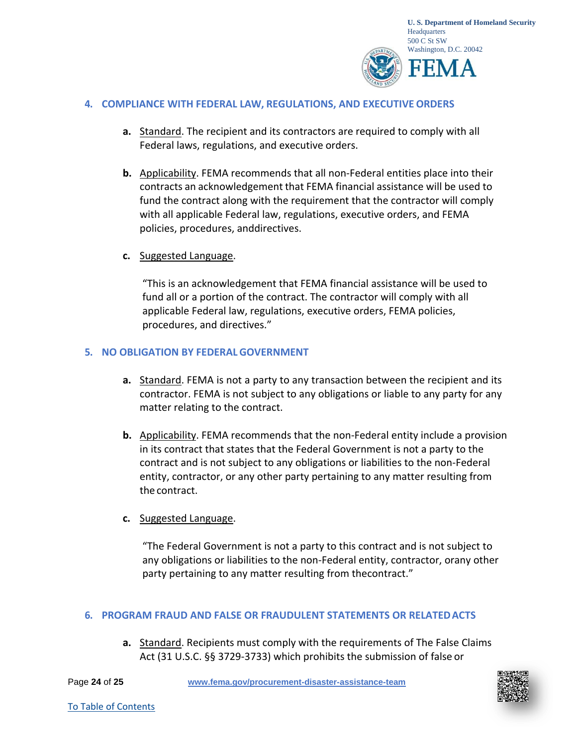## 4. COMPLIANCE WITH FEDERAL LAW, REGULATIONS, AND EXECUTIVE ORDERS

**a.** Standard. The recipient and its contractors are required to comply with all Federal laws, regulations, and executive orders.

**b.** Applicability. FEMA recommends that all non-Federal entities place into their contracts an acknowledgement that FEMA financial assistance will be used to fund the contract along with the requirement that the contractor will comply with all applicable Federal law, regulations, executive orders, and FEMA policies, procedures, anddirectives.

**c.** Suggested Language.

"This is an acknowledgement that FEMA financial assistance will be used to fund all or a portion of the contract. The contractor will comply with all applicable Federal law, regulations, executive orders, FEMA policies, procedures, and directives."

## 5. NO OBLIGATION BY FEDERAL GOVERNMENT

**a.** Standard. FEMA is not a party to any transaction between the recipient and its contractor. FEMA is not subject to any obligations or liable to any party for any matter relating to the contract.

**b.** Applicability. FEMA recommends that the non-Federal entity include a provision in its contract that states that the Federal Government is not a party to the contract and is not subject to any obligations or liabilities to the non-Federal entity, contractor, or any other party pertaining to any matter resulting from the contract.

**c.** Suggested Language.

"The Federal Government is not a party to this contract and is not subject to any obligations or liabilities to the non-Federal entity, contractor, orany other party pertaining to any matter resulting from thecontract."

## 6. PROGRAM FRAUD AND FALSE OR FRAUDULENT STATEMENTS OR RELATED ACTS

**a.** Standard. Recipients must comply with the requirements of The False Claims Act (31 U.S.C. §§ 3729-3733) which prohibits the submission of false or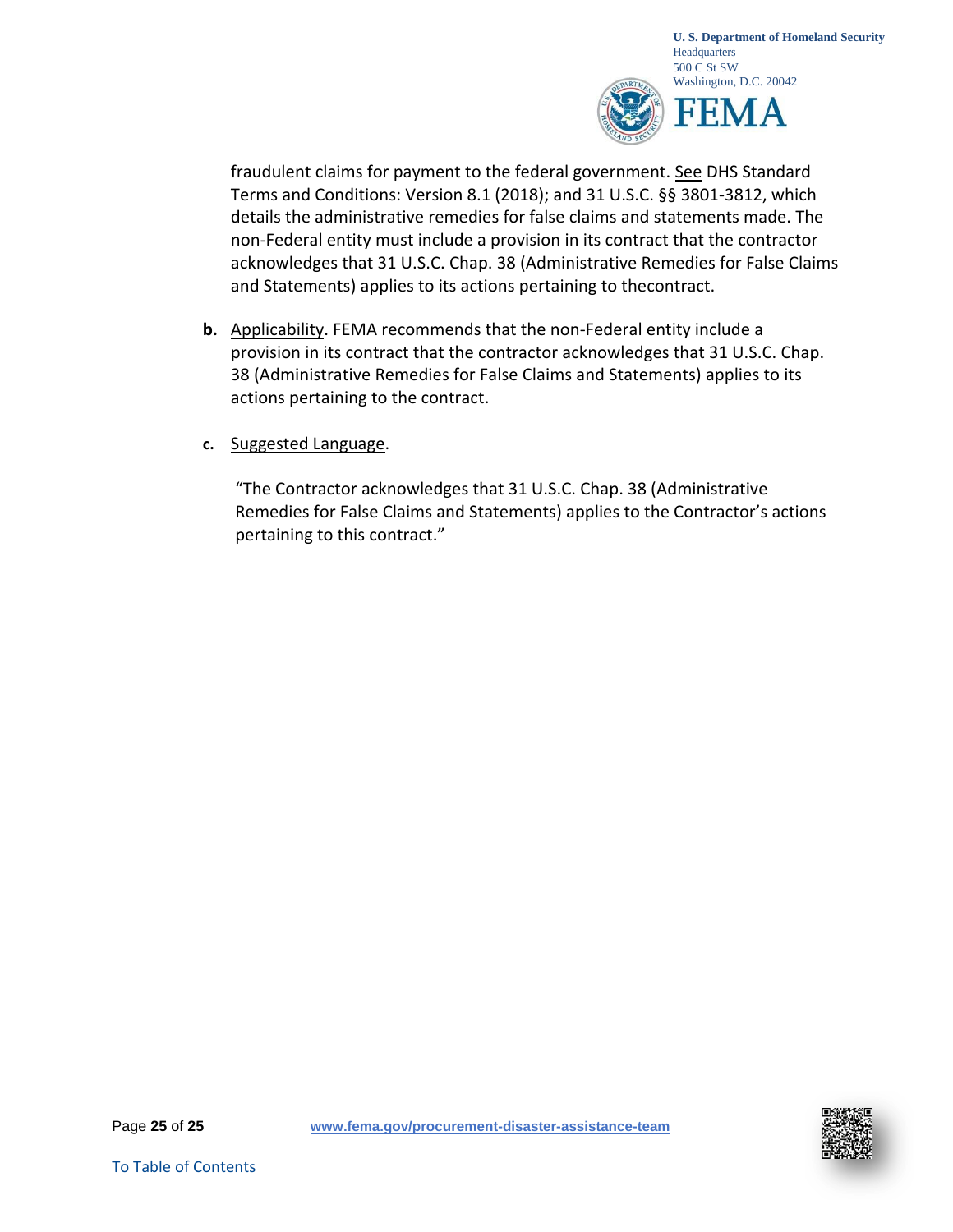fraudulent claims for payment to the federal government. See DHS Standard Terms and Conditions: Version 8.1 (2018); and 31 U.S.C. §§ 3801-3812, which details the administrative remedies for false claims and statements made. The non-Federal entity must include a provision in its contract that the contractor acknowledges that 31 U.S.C. Chap. 38 (Administrative Remedies for False Claims and Statements) applies to its actions pertaining to thecontract.

**b.** Applicability. FEMA recommends that the non-Federal entity include a provision in its contract that the contractor acknowledges that 31 U.S.C. Chap. 38 (Administrative Remedies for False Claims and Statements) applies to its actions pertaining to the contract.

**c.** Suggested Language.

"The Contractor acknowledges that 31 U.S.C. Chap. 38 (Administrative Remedies for False Claims and Statements) applies to the Contractor's actions pertaining to this contract."